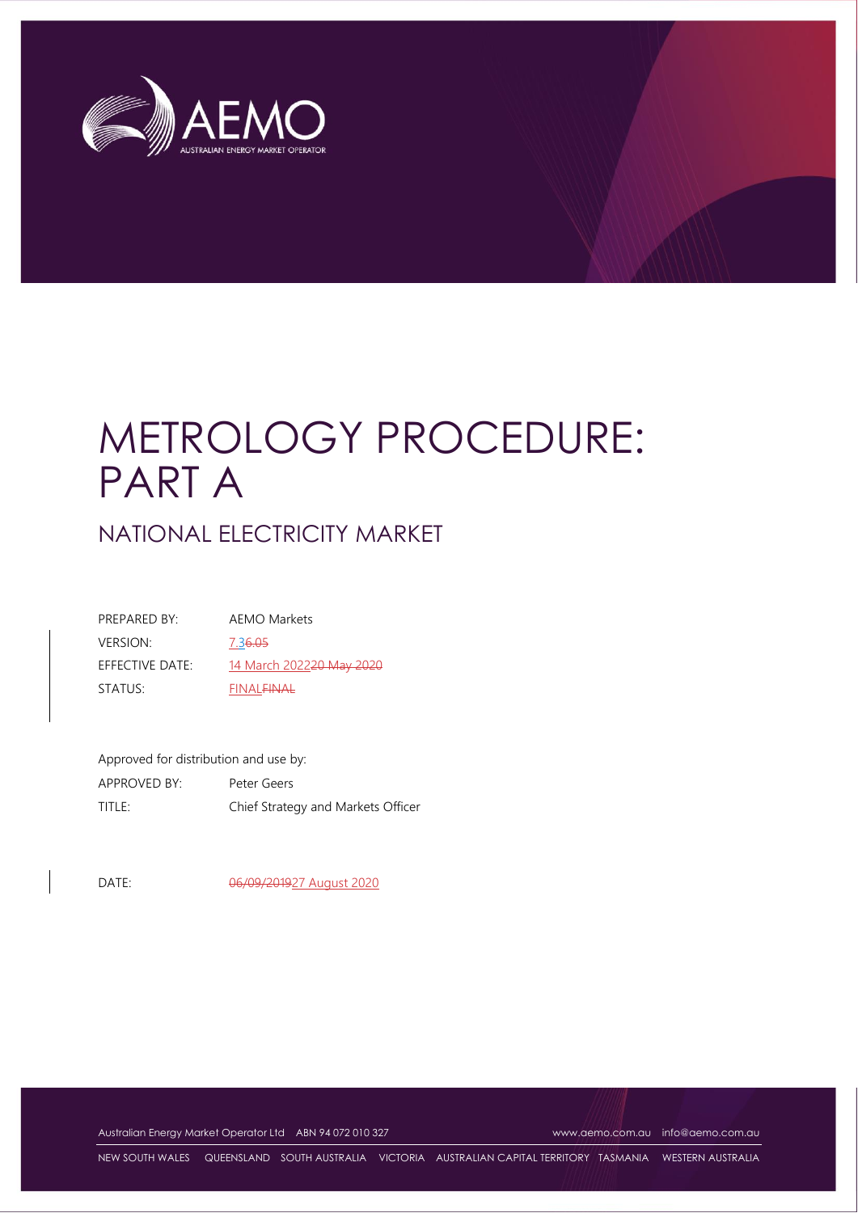# METROLOGY PROCEDURE: PART A

## NATIONAL ELECTRICITY MARKET

| | |
|---|---|
| PREPARED BY: | AEMO Markets |
| VERSION: | 7.36.05 |
| EFFECTIVE DATE: | 14 March 202220 May 2020 |
| STATUS: | FINALFINAL |

Approved for distribution and use by:

| | |
|---|---|
| APPROVED BY: | Peter Geers |
| TITLE: | Chief Strategy and Markets Officer |

| | |
|---|---|
| DATE: | 06/09/201927 August 2020 |

Australian Energy Market Operator Ltd ABN 94 072 010 327 www.aemo.com.au info@aemo.com.au

NEW SOUTH WALES QUEENSLAND SOUTH AUSTRALIA VICTORIA AUSTRALIAN CAPITAL TERRITORY TASMANIA WESTERN AUSTRALIA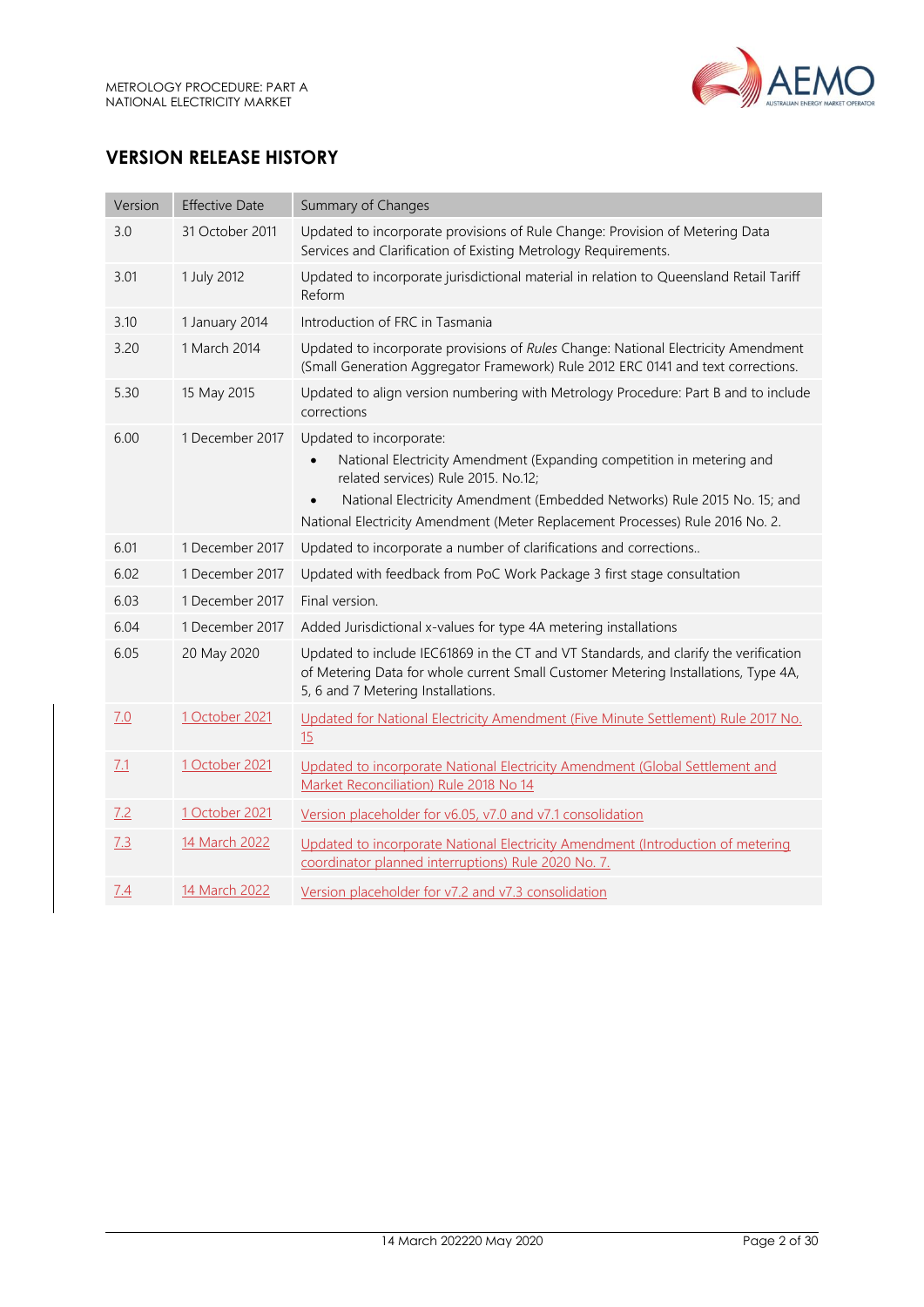## VERSION RELEASE HISTORY

| Version | Effective Date | Summary of Changes |
|---|---|---|
| 3.0 | 31 October 2011 | Updated to incorporate provisions of Rule Change: Provision of Metering Data Services and Clarification of Existing Metrology Requirements. |
| 3.01 | 1 July 2012 | Updated to incorporate jurisdictional material in relation to Queensland Retail Tariff Reform |
| 3.10 | 1 January 2014 | Introduction of FRC in Tasmania |
| 3.20 | 1 March 2014 | Updated to incorporate provisions of *Rules* Change: National Electricity Amendment (Small Generation Aggregator Framework) Rule 2012 ERC 0141 and text corrections. |
| 5.30 | 15 May 2015 | Updated to align version numbering with Metrology Procedure: Part B and to include corrections |
| 6.00 | 1 December 2017 | Updated to incorporate:<br>• National Electricity Amendment (Expanding competition in metering and related services) Rule 2015. No.12;<br>• National Electricity Amendment (Embedded Networks) Rule 2015 No. 15; and National Electricity Amendment (Meter Replacement Processes) Rule 2016 No. 2. |
| 6.01 | 1 December 2017 | Updated to incorporate a number of clarifications and corrections.. |
| 6.02 | 1 December 2017 | Updated with feedback from PoC Work Package 3 first stage consultation |
| 6.03 | 1 December 2017 | Final version. |
| 6.04 | 1 December 2017 | Added Jurisdictional x-values for type 4A metering installations |
| 6.05 | 20 May 2020 | Updated to include IEC61869 in the CT and VT Standards, and clarify the verification of Metering Data for whole current Small Customer Metering Installations, Type 4A, 5, 6 and 7 Metering Installations. |
| 7.0 | 1 October 2021 | Updated for National Electricity Amendment (Five Minute Settlement) Rule 2017 No. 15 |
| 7.1 | 1 October 2021 | Updated to incorporate National Electricity Amendment (Global Settlement and Market Reconciliation) Rule 2018 No 14 |
| 7.2 | 1 October 2021 | Version placeholder for v6.05, v7.0 and v7.1 consolidation |
| 7.3 | 14 March 2022 | Updated to incorporate National Electricity Amendment (Introduction of metering coordinator planned interruptions) Rule 2020 No. 7. |
| 7.4 | 14 March 2022 | Version placeholder for v7.2 and v7.3 consolidation |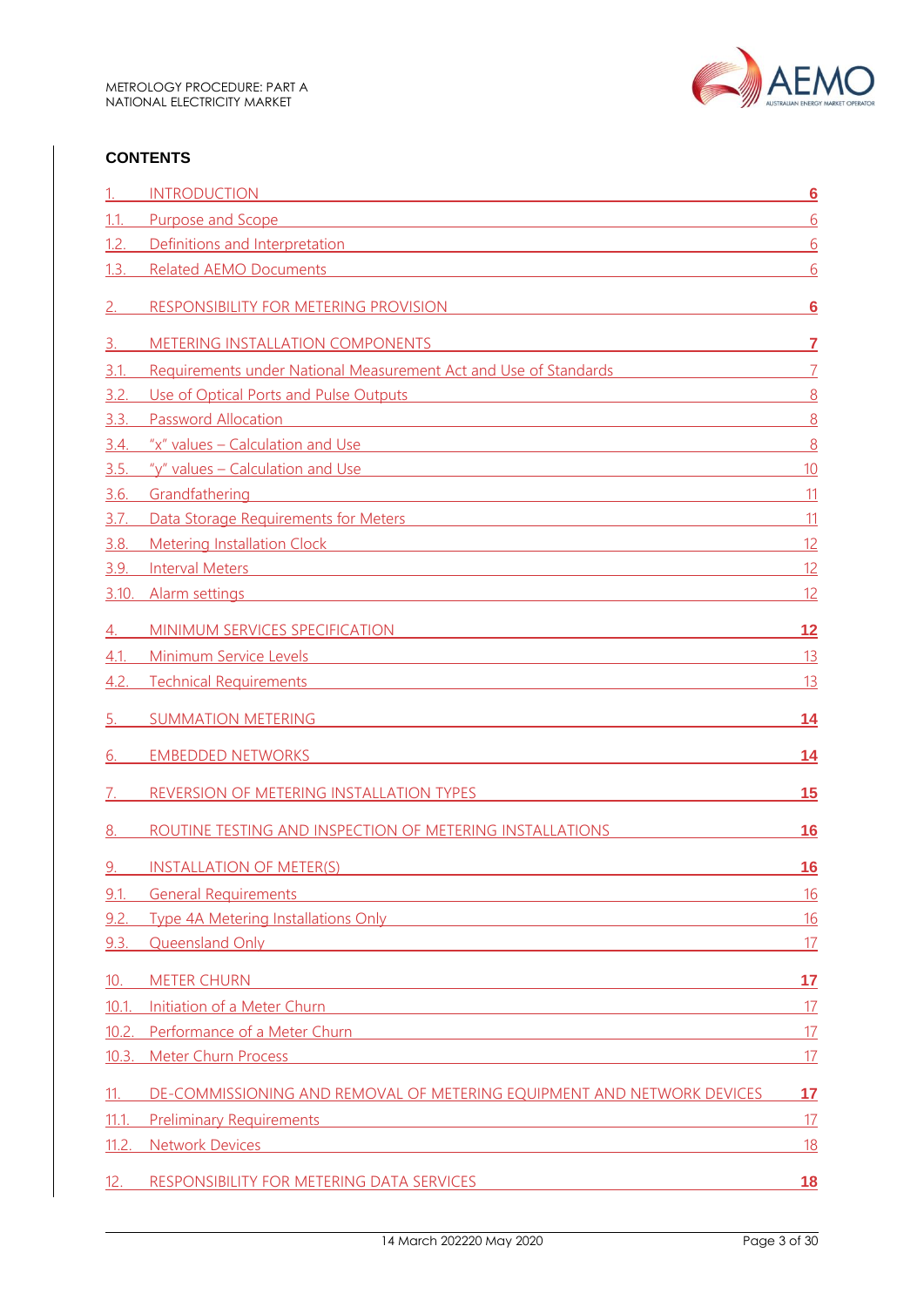## CONTENTS

| | | |
|---|---|---|
| 1. | INTRODUCTION | **6** |
| 1.1. | Purpose and Scope | 6 |
| 1.2. | Definitions and Interpretation | 6 |
| 1.3. | Related AEMO Documents | 6 |
| 2. | RESPONSIBILITY FOR METERING PROVISION | **6** |
| 3. | METERING INSTALLATION COMPONENTS | **7** |
| 3.1. | Requirements under National Measurement Act and Use of Standards | 7 |
| 3.2. | Use of Optical Ports and Pulse Outputs | 8 |
| 3.3. | Password Allocation | 8 |
| 3.4. | "x" values – Calculation and Use | 8 |
| 3.5. | "y" values – Calculation and Use | 10 |
| 3.6. | Grandfathering | 11 |
| 3.7. | Data Storage Requirements for Meters | 11 |
| 3.8. | Metering Installation Clock | 12 |
| 3.9. | Interval Meters | 12 |
| 3.10. | Alarm settings | 12 |
| 4. | MINIMUM SERVICES SPECIFICATION | **12** |
| 4.1. | Minimum Service Levels | 13 |
| 4.2. | Technical Requirements | 13 |
| 5. | SUMMATION METERING | **14** |
| 6. | EMBEDDED NETWORKS | **14** |
| 7. | REVERSION OF METERING INSTALLATION TYPES | **15** |
| 8. | ROUTINE TESTING AND INSPECTION OF METERING INSTALLATIONS | **16** |
| 9. | INSTALLATION OF METER(S) | **16** |
| 9.1. | General Requirements | 16 |
| 9.2. | Type 4A Metering Installations Only | 16 |
| 9.3. | Queensland Only | 17 |
| 10. | METER CHURN | **17** |
| 10.1. | Initiation of a Meter Churn | 17 |
| 10.2. | Performance of a Meter Churn | 17 |
| 10.3. | Meter Churn Process | 17 |
| 11. | DE-COMMISSIONING AND REMOVAL OF METERING EQUIPMENT AND NETWORK DEVICES | **17** |
| 11.1. | Preliminary Requirements | 17 |
| 11.2. | Network Devices | 18 |
| 12. | RESPONSIBILITY FOR METERING DATA SERVICES | **18** |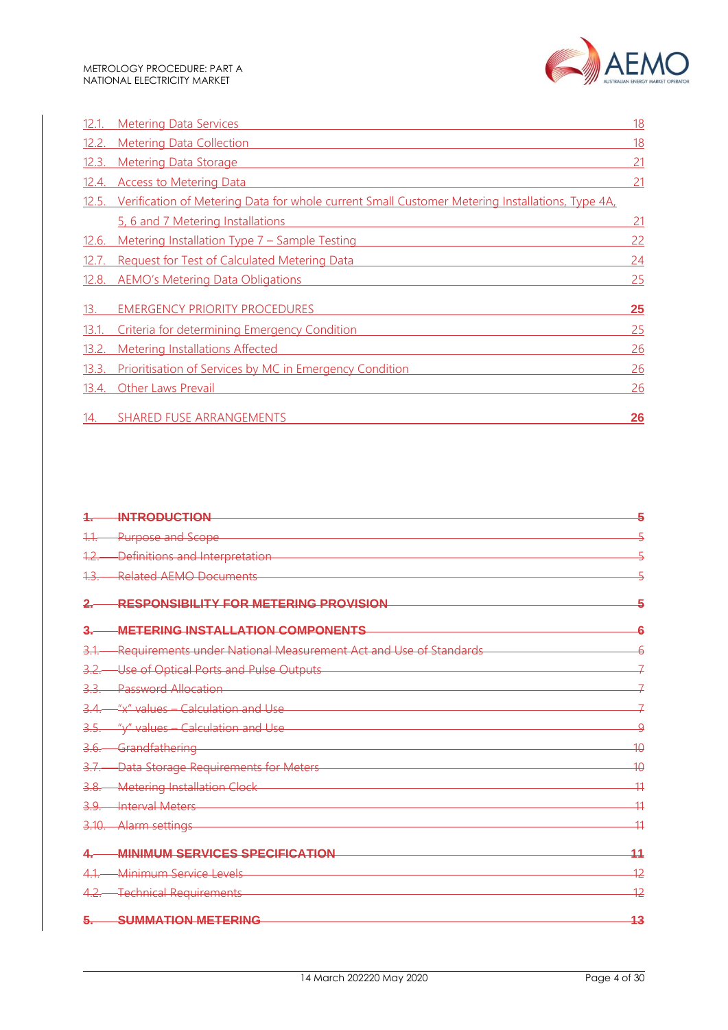| | | |
|---|---|---|
| 12.1. | Metering Data Services | 18 |
| 12.2. | Metering Data Collection | 18 |
| 12.3. | Metering Data Storage | 21 |
| 12.4. | Access to Metering Data | 21 |
| 12.5. | Verification of Metering Data for whole current Small Customer Metering Installations, Type 4A, 5, 6 and 7 Metering Installations | 21 |
| 12.6. | Metering Installation Type 7 – Sample Testing | 22 |
| 12.7. | Request for Test of Calculated Metering Data | 24 |
| 12.8. | AEMO's Metering Data Obligations | 25 |
| **13.** | **EMERGENCY PRIORITY PROCEDURES** | **25** |
| 13.1. | Criteria for determining Emergency Condition | 25 |
| 13.2. | Metering Installations Affected | 26 |
| 13.3. | Prioritisation of Services by MC in Emergency Condition | 26 |
| 13.4. | Other Laws Prevail | 26 |
| **14.** | **SHARED FUSE ARRANGEMENTS** | **26** |

| | | |
|---|---|---|
| ~~**1.**~~ | ~~**INTRODUCTION**~~ | ~~**5**~~ |
| ~~1.1.~~ | ~~Purpose and Scope~~ | ~~5~~ |
| ~~1.2.~~ | ~~Definitions and Interpretation~~ | ~~5~~ |
| ~~1.3.~~ | ~~Related AEMO Documents~~ | ~~5~~ |
| ~~**2.**~~ | ~~**RESPONSIBILITY FOR METERING PROVISION**~~ | ~~**5**~~ |
| ~~**3.**~~ | ~~**METERING INSTALLATION COMPONENTS**~~ | ~~**6**~~ |
| ~~3.1.~~ | ~~Requirements under National Measurement Act and Use of Standards~~ | ~~6~~ |
| ~~3.2.~~ | ~~Use of Optical Ports and Pulse Outputs~~ | ~~7~~ |
| ~~3.3.~~ | ~~Password Allocation~~ | ~~7~~ |
| ~~3.4.~~ | ~~"x" values – Calculation and Use~~ | ~~7~~ |
| ~~3.5.~~ | ~~"y" values – Calculation and Use~~ | ~~9~~ |
| ~~3.6.~~ | ~~Grandfathering~~ | ~~10~~ |
| ~~3.7.~~ | ~~Data Storage Requirements for Meters~~ | ~~10~~ |
| ~~3.8.~~ | ~~Metering Installation Clock~~ | ~~11~~ |
| ~~3.9.~~ | ~~Interval Meters~~ | ~~11~~ |
| ~~3.10.~~ | ~~Alarm settings~~ | ~~11~~ |
| ~~**4.**~~ | ~~**MINIMUM SERVICES SPECIFICATION**~~ | ~~**11**~~ |
| ~~4.1.~~ | ~~Minimum Service Levels~~ | ~~12~~ |
| ~~4.2.~~ | ~~Technical Requirements~~ | ~~12~~ |
| ~~**5.**~~ | ~~**SUMMATION METERING**~~ | ~~**13**~~ |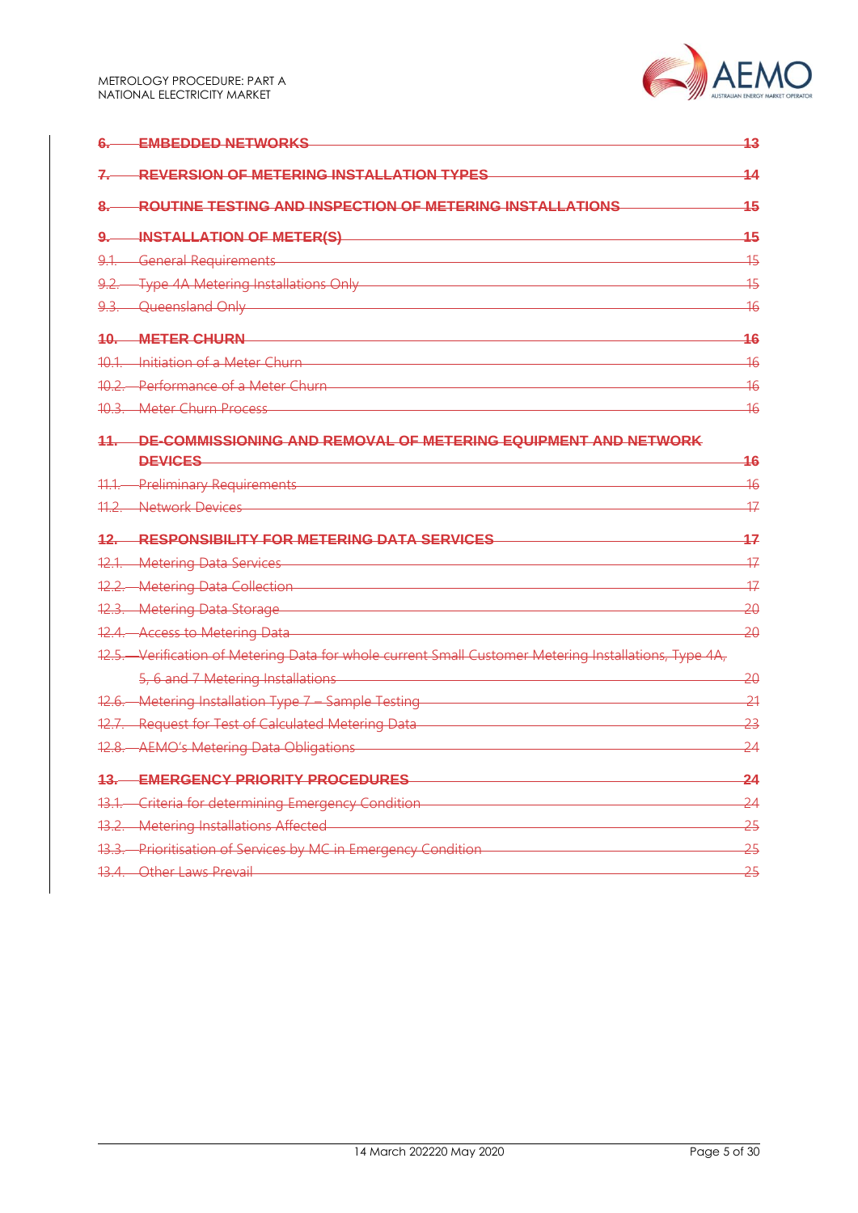~~6. EMBEDDED NETWORKS 13~~

~~7. REVERSION OF METERING INSTALLATION TYPES 14~~

~~8. ROUTINE TESTING AND INSPECTION OF METERING INSTALLATIONS 15~~

~~9. INSTALLATION OF METER(S) 15~~

~~9.1. General Requirements 15~~

~~9.2. Type 4A Metering Installations Only 15~~

~~9.3. Queensland Only 16~~

~~10. METER CHURN 16~~

~~10.1. Initiation of a Meter Churn 16~~

~~10.2. Performance of a Meter Churn 16~~

~~10.3. Meter Churn Process 16~~

~~11. DE-COMMISSIONING AND REMOVAL OF METERING EQUIPMENT AND NETWORK DEVICES 16~~

~~11.1. Preliminary Requirements 16~~

~~11.2. Network Devices 17~~

~~12. RESPONSIBILITY FOR METERING DATA SERVICES 17~~

~~12.1. Metering Data Services 17~~

~~12.2. Metering Data Collection 17~~

~~12.3. Metering Data Storage 20~~

~~12.4. Access to Metering Data 20~~

~~12.5. Verification of Metering Data for whole current Small Customer Metering Installations, Type 4A, 5, 6 and 7 Metering Installations 20~~

~~12.6. Metering Installation Type 7 – Sample Testing 21~~

~~12.7. Request for Test of Calculated Metering Data 23~~

~~12.8. AEMO's Metering Data Obligations 24~~

~~13. EMERGENCY PRIORITY PROCEDURES 24~~

~~13.1. Criteria for determining Emergency Condition 24~~

~~13.2. Metering Installations Affected 25~~

~~13.3. Prioritisation of Services by MC in Emergency Condition 25~~

~~13.4. Other Laws Prevail 25~~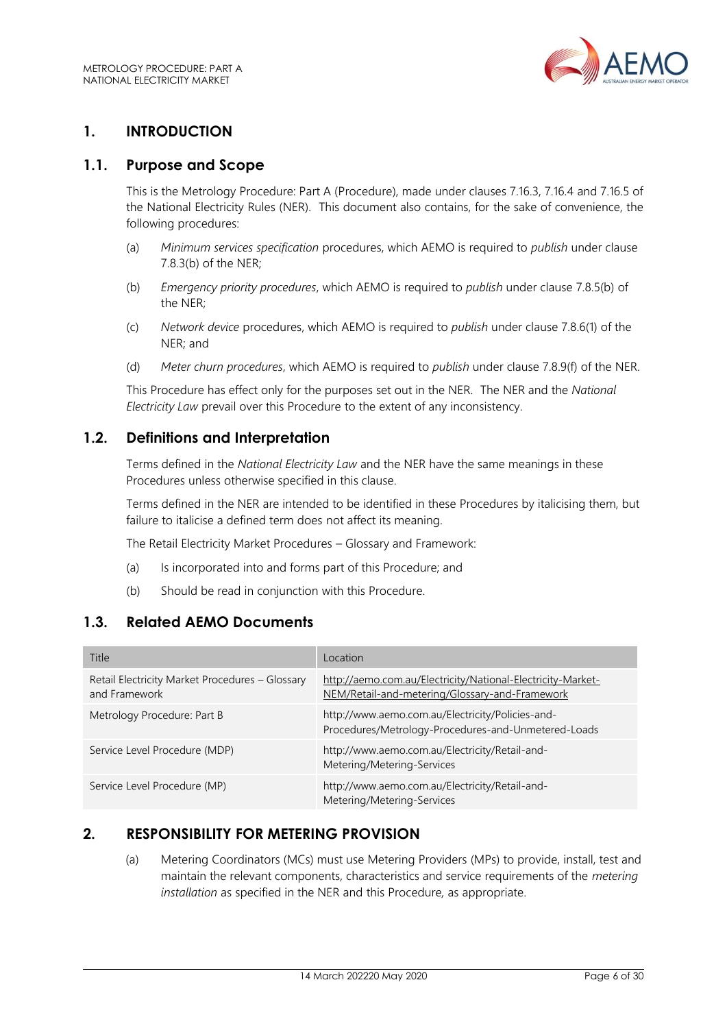## 1. INTRODUCTION

### 1.1. Purpose and Scope

This is the Metrology Procedure: Part A (Procedure), made under clauses 7.16.3, 7.16.4 and 7.16.5 of the National Electricity Rules (NER). This document also contains, for the sake of convenience, the following procedures:

(a) *Minimum services specification* procedures, which AEMO is required to *publish* under clause 7.8.3(b) of the NER;

(b) *Emergency priority procedures*, which AEMO is required to *publish* under clause 7.8.5(b) of the NER;

(c) *Network device* procedures, which AEMO is required to *publish* under clause 7.8.6(1) of the NER; and

(d) *Meter churn procedures*, which AEMO is required to *publish* under clause 7.8.9(f) of the NER.

This Procedure has effect only for the purposes set out in the NER. The NER and the *National Electricity Law* prevail over this Procedure to the extent of any inconsistency.

### 1.2. Definitions and Interpretation

Terms defined in the *National Electricity Law* and the NER have the same meanings in these Procedures unless otherwise specified in this clause.

Terms defined in the NER are intended to be identified in these Procedures by italicising them, but failure to italicise a defined term does not affect its meaning.

The Retail Electricity Market Procedures – Glossary and Framework:

(a) Is incorporated into and forms part of this Procedure; and

(b) Should be read in conjunction with this Procedure.

### 1.3. Related AEMO Documents

| Title | Location |
| --- | --- |
| Retail Electricity Market Procedures – Glossary and Framework | http://aemo.com.au/Electricity/National-Electricity-Market-NEM/Retail-and-metering/Glossary-and-Framework |
| Metrology Procedure: Part B | http://www.aemo.com.au/Electricity/Policies-and-Procedures/Metrology-Procedures-and-Unmetered-Loads |
| Service Level Procedure (MDP) | http://www.aemo.com.au/Electricity/Retail-and-Metering/Metering-Services |
| Service Level Procedure (MP) | http://www.aemo.com.au/Electricity/Retail-and-Metering/Metering-Services |

## 2. RESPONSIBILITY FOR METERING PROVISION

(a) Metering Coordinators (MCs) must use Metering Providers (MPs) to provide, install, test and maintain the relevant components, characteristics and service requirements of the *metering installation* as specified in the NER and this Procedure, as appropriate.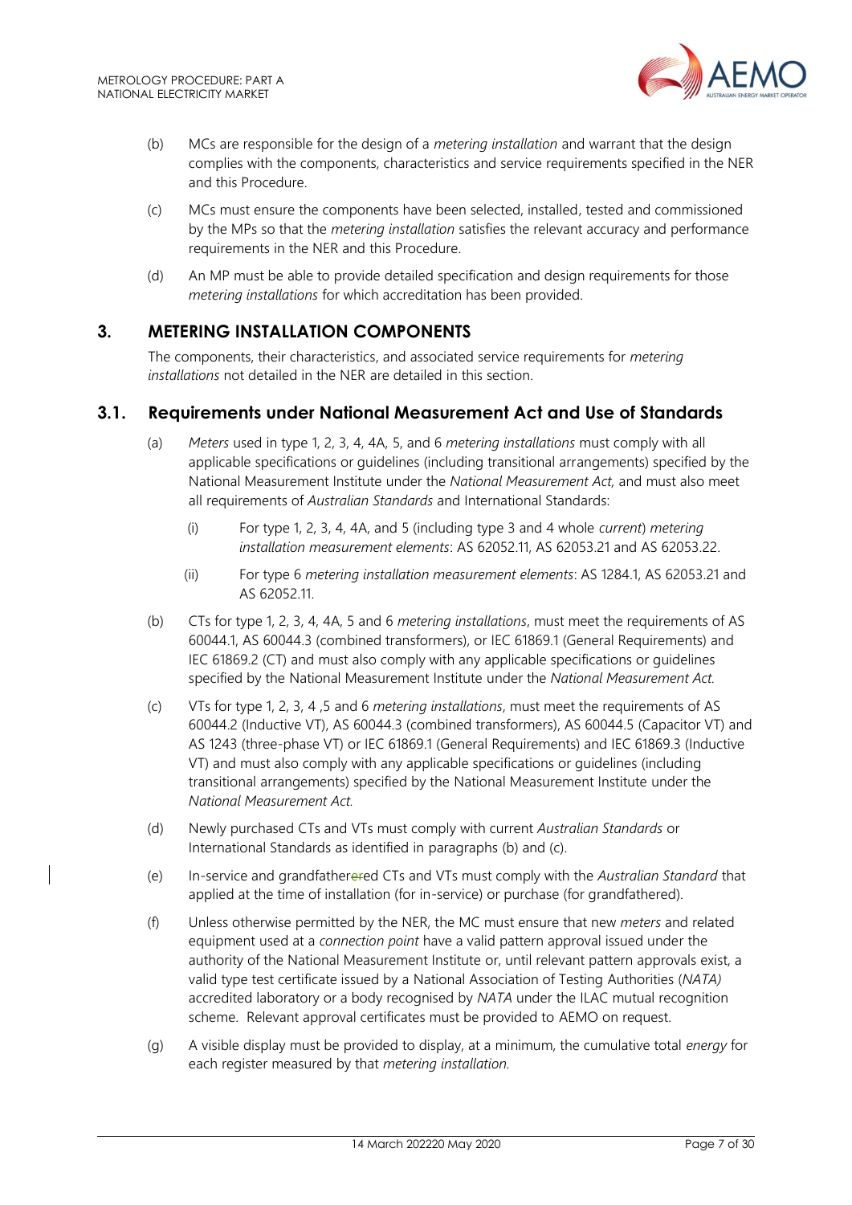(b) MCs are responsible for the design of a *metering installation* and warrant that the design complies with the components, characteristics and service requirements specified in the NER and this Procedure.

(c) MCs must ensure the components have been selected, installed, tested and commissioned by the MPs so that the *metering installation* satisfies the relevant accuracy and performance requirements in the NER and this Procedure.

(d) An MP must be able to provide detailed specification and design requirements for those *metering installations* for which accreditation has been provided.

# 3. METERING INSTALLATION COMPONENTS

The components, their characteristics, and associated service requirements for *metering installations* not detailed in the NER are detailed in this section.

## 3.1. Requirements under National Measurement Act and Use of Standards

(a) *Meters* used in type 1, 2, 3, 4, 4A, 5, and 6 *metering installations* must comply with all applicable specifications or guidelines (including transitional arrangements) specified by the National Measurement Institute under the *National Measurement Act,* and must also meet all requirements of *Australian Standards* and International Standards:

(i) For type 1, 2, 3, 4, 4A, and 5 (including type 3 and 4 whole *current*) *metering installation measurement elements*: AS 62052.11, AS 62053.21 and AS 62053.22.

(ii) For type 6 *metering installation measurement elements*: AS 1284.1, AS 62053.21 and AS 62052.11.

(b) CTs for type 1, 2, 3, 4, 4A, 5 and 6 *metering installations*, must meet the requirements of AS 60044.1, AS 60044.3 (combined transformers), or IEC 61869.1 (General Requirements) and IEC 61869.2 (CT) and must also comply with any applicable specifications or guidelines specified by the National Measurement Institute under the *National Measurement Act.*

(c) VTs for type 1, 2, 3, 4 ,5 and 6 *metering installations*, must meet the requirements of AS 60044.2 (Inductive VT), AS 60044.3 (combined transformers), AS 60044.5 (Capacitor VT) and AS 1243 (three-phase VT) or IEC 61869.1 (General Requirements) and IEC 61869.3 (Inductive VT) and must also comply with any applicable specifications or guidelines (including transitional arrangements) specified by the National Measurement Institute under the *National Measurement Act.*

(d) Newly purchased CTs and VTs must comply with current *Australian Standards* or International Standards as identified in paragraphs (b) and (c).

(e) In-service and grandfathered CTs and VTs must comply with the *Australian Standard* that applied at the time of installation (for in-service) or purchase (for grandfathered).

(f) Unless otherwise permitted by the NER, the MC must ensure that new *meters* and related equipment used at a *connection point* have a valid pattern approval issued under the authority of the National Measurement Institute or, until relevant pattern approvals exist, a valid type test certificate issued by a National Association of Testing Authorities (*NATA)* accredited laboratory or a body recognised by *NATA* under the ILAC mutual recognition scheme. Relevant approval certificates must be provided to AEMO on request.

(g) A visible display must be provided to display, at a minimum, the cumulative total *energy* for each register measured by that *metering installation.*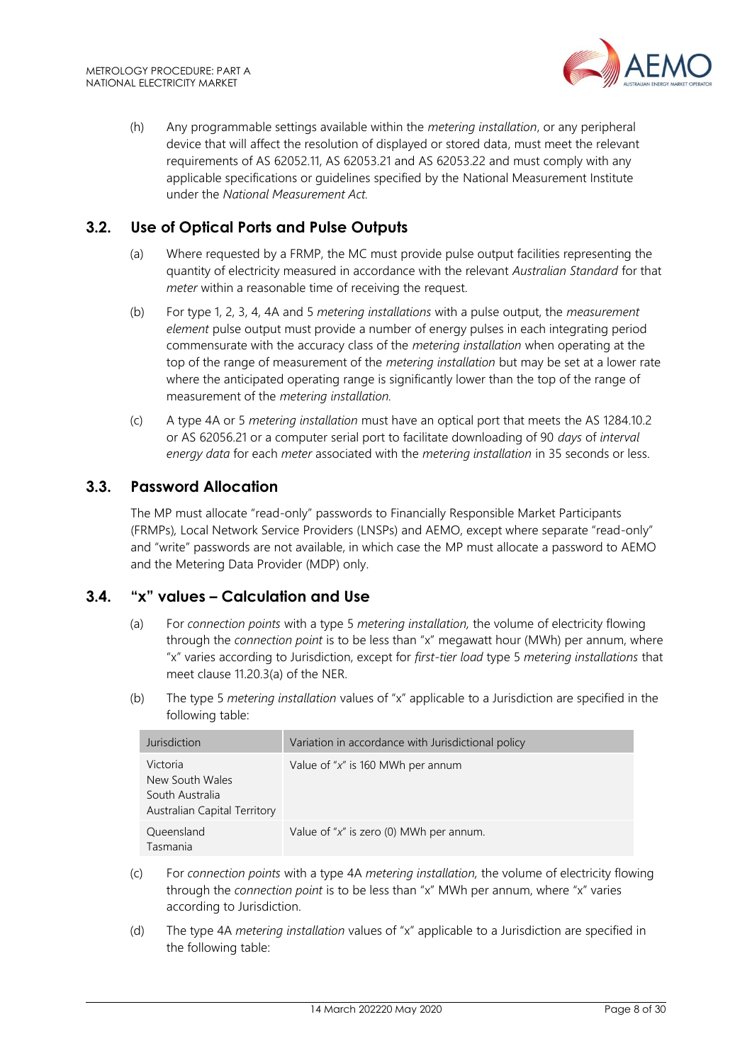(h) Any programmable settings available within the *metering installation*, or any peripheral device that will affect the resolution of displayed or stored data, must meet the relevant requirements of AS 62052.11, AS 62053.21 and AS 62053.22 and must comply with any applicable specifications or guidelines specified by the National Measurement Institute under the *National Measurement Act.*

## 3.2. Use of Optical Ports and Pulse Outputs

(a) Where requested by a FRMP, the MC must provide pulse output facilities representing the quantity of electricity measured in accordance with the relevant *Australian Standard* for that *meter* within a reasonable time of receiving the request.

(b) For type 1, 2, 3, 4, 4A and 5 *metering installations* with a pulse output, the *measurement element* pulse output must provide a number of energy pulses in each integrating period commensurate with the accuracy class of the *metering installation* when operating at the top of the range of measurement of the *metering installation* but may be set at a lower rate where the anticipated operating range is significantly lower than the top of the range of measurement of the *metering installation.*

(c) A type 4A or 5 *metering installation* must have an optical port that meets the AS 1284.10.2 or AS 62056.21 or a computer serial port to facilitate downloading of 90 *days* of *interval energy data* for each *meter* associated with the *metering installation* in 35 seconds or less.

## 3.3. Password Allocation

The MP must allocate "read-only" passwords to Financially Responsible Market Participants (FRMPs), Local Network Service Providers (LNSPs) and AEMO, except where separate "read-only" and "write" passwords are not available, in which case the MP must allocate a password to AEMO and the Metering Data Provider (MDP) only.

## 3.4. "x" values – Calculation and Use

(a) For *connection points* with a type 5 *metering installation,* the volume of electricity flowing through the *connection point* is to be less than "x" megawatt hour (MWh) per annum, where "x" varies according to Jurisdiction, except for *first-tier load* type 5 *metering installations* that meet clause 11.20.3(a) of the NER.

(b) The type 5 *metering installation* values of "x" applicable to a Jurisdiction are specified in the following table:

| Jurisdiction | Variation in accordance with Jurisdictional policy |
|---|---|
| Victoria<br>New South Wales<br>South Australia<br>Australian Capital Territory | Value of "x" is 160 MWh per annum |
| Queensland<br>Tasmania | Value of "x" is zero (0) MWh per annum. |

(c) For *connection points* with a type 4A *metering installation,* the volume of electricity flowing through the *connection point* is to be less than "x" MWh per annum, where "x" varies according to Jurisdiction.

(d) The type 4A *metering installation* values of "x" applicable to a Jurisdiction are specified in the following table: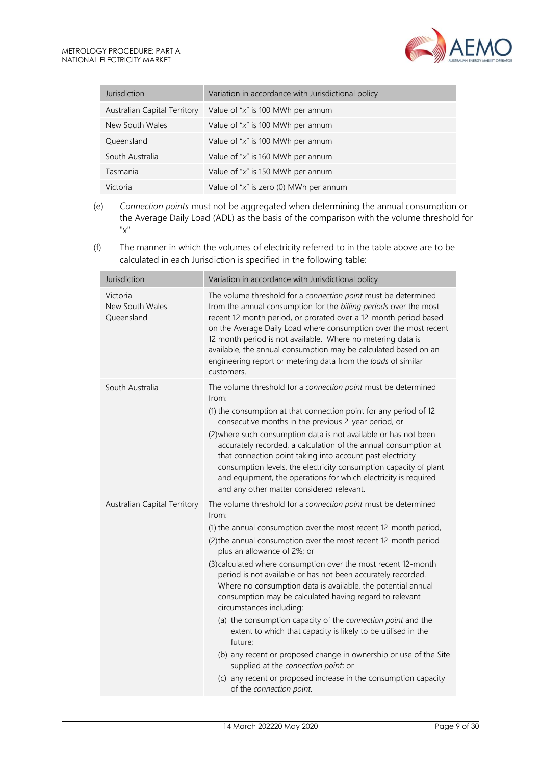| Jurisdiction | Variation in accordance with Jurisdictional policy |
| --- | --- |
| Australian Capital Territory | Value of "*x*" is 100 MWh per annum |
| New South Wales | Value of "*x*" is 100 MWh per annum |
| Queensland | Value of "*x*" is 100 MWh per annum |
| South Australia | Value of "*x*" is 160 MWh per annum |
| Tasmania | Value of "*x*" is 150 MWh per annum |
| Victoria | Value of "*x*" is zero (0) MWh per annum |

(e) *Connection points* must not be aggregated when determining the annual consumption or the Average Daily Load (ADL) as the basis of the comparison with the volume threshold for "x"

(f) The manner in which the volumes of electricity referred to in the table above are to be calculated in each Jurisdiction is specified in the following table:

| Jurisdiction | Variation in accordance with Jurisdictional policy |
| --- | --- |
| Victoria<br>New South Wales<br>Queensland | The volume threshold for a *connection point* must be determined from the annual consumption for the *billing periods* over the most recent 12 month period, or prorated over a 12-month period based on the Average Daily Load where consumption over the most recent 12 month period is not available. Where no metering data is available, the annual consumption may be calculated based on an engineering report or metering data from the *loads* of similar customers. |
| South Australia | The volume threshold for a *connection point* must be determined from:<br>(1) the consumption at that connection point for any period of 12 consecutive months in the previous 2-year period, or<br>(2) where such consumption data is not available or has not been accurately recorded, a calculation of the annual consumption at that connection point taking into account past electricity consumption levels, the electricity consumption capacity of plant and equipment, the operations for which electricity is required and any other matter considered relevant. |
| Australian Capital Territory | The volume threshold for a *connection point* must be determined from:<br>(1) the annual consumption over the most recent 12-month period,<br>(2) the annual consumption over the most recent 12-month period plus an allowance of 2%; or<br>(3) calculated where consumption over the most recent 12-month period is not available or has not been accurately recorded. Where no consumption data is available, the potential annual consumption may be calculated having regard to relevant circumstances including:<br>(a) the consumption capacity of the *connection point* and the extent to which that capacity is likely to be utilised in the future;<br>(b) any recent or proposed change in ownership or use of the Site supplied at the *connection point*; or<br>(c) any recent or proposed increase in the consumption capacity of the *connection point*. |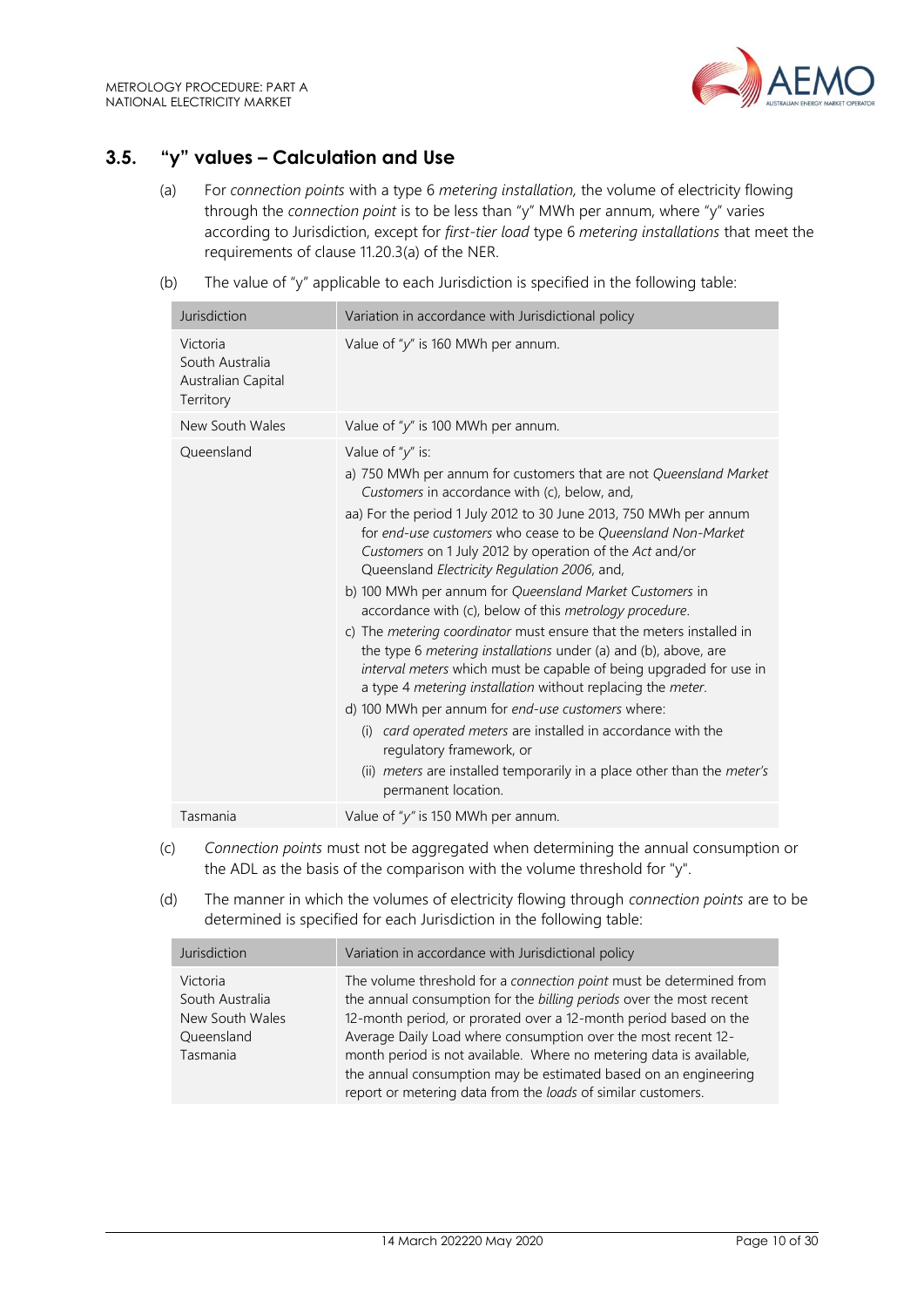## 3.5. "y" values – Calculation and Use

(a) For *connection points* with a type 6 *metering installation,* the volume of electricity flowing through the *connection point* is to be less than "y" MWh per annum, where "y" varies according to Jurisdiction, except for *first-tier load* type 6 *metering installations* that meet the requirements of clause 11.20.3(a) of the NER.

(b) The value of "y" applicable to each Jurisdiction is specified in the following table:

| Jurisdiction | Variation in accordance with Jurisdictional policy |
|---|---|
| Victoria<br>South Australia<br>Australian Capital Territory | Value of "*y*" is 160 MWh per annum. |
| New South Wales | Value of "*y*" is 100 MWh per annum. |
| Queensland | Value of "*y*" is:<br>a) 750 MWh per annum for customers that are not *Queensland Market Customers* in accordance with (c), below, and,<br>aa) For the period 1 July 2012 to 30 June 2013, 750 MWh per annum for *end-use customers* who cease to be *Queensland Non-Market Customers* on 1 July 2012 by operation of the *Act* and/or Queensland *Electricity Regulation 2006*, and,<br>b) 100 MWh per annum for *Queensland Market Customers* in accordance with (c), below of this *metrology procedure*.<br>c) The *metering coordinator* must ensure that the meters installed in the type 6 *metering installations* under (a) and (b), above, are *interval meters* which must be capable of being upgraded for use in a type 4 *metering installation* without replacing the *meter*.<br>d) 100 MWh per annum for *end-use customers* where:<br>(i) *card operated meters* are installed in accordance with the regulatory framework, or<br>(ii) *meters* are installed temporarily in a place other than the *meter's* permanent location. |
| Tasmania | Value of "*y*" is 150 MWh per annum. |

(c) *Connection points* must not be aggregated when determining the annual consumption or the ADL as the basis of the comparison with the volume threshold for "y".

(d) The manner in which the volumes of electricity flowing through *connection points* are to be determined is specified for each Jurisdiction in the following table:

| Jurisdiction | Variation in accordance with Jurisdictional policy |
|---|---|
| Victoria<br>South Australia<br>New South Wales<br>Queensland<br>Tasmania | The volume threshold for a *connection point* must be determined from the annual consumption for the *billing periods* over the most recent 12-month period, or prorated over a 12-month period based on the Average Daily Load where consumption over the most recent 12-month period is not available. Where no metering data is available, the annual consumption may be estimated based on an engineering report or metering data from the *loads* of similar customers. |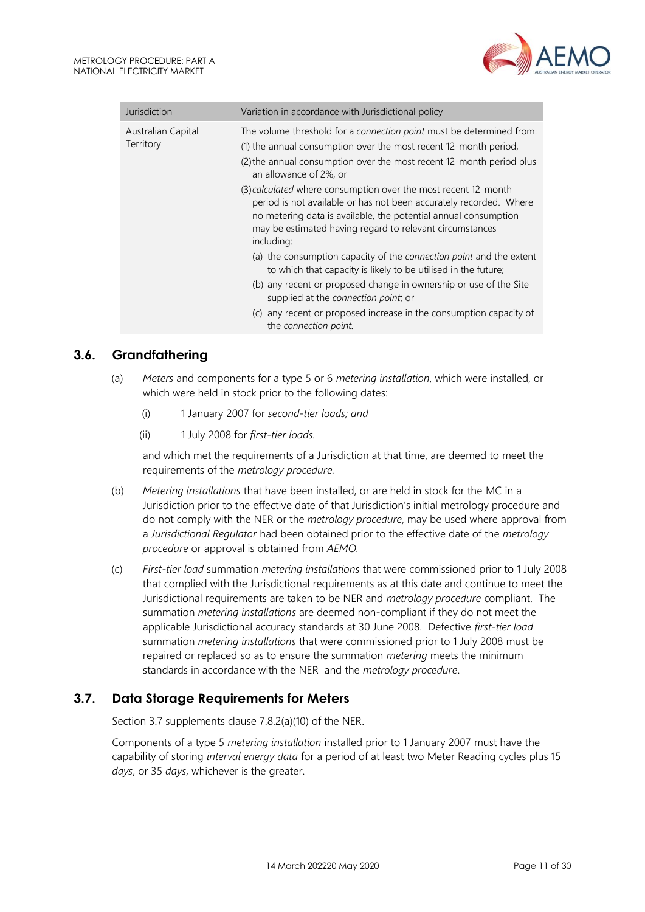| Jurisdiction | Variation in accordance with Jurisdictional policy |
| --- | --- |
| Australian Capital Territory | The volume threshold for a *connection point* must be determined from:<br>(1) the annual consumption over the most recent 12-month period,<br>(2) the annual consumption over the most recent 12-month period plus an allowance of 2%, or<br>(3) *calculated* where consumption over the most recent 12-month period is not available or has not been accurately recorded. Where no metering data is available, the potential annual consumption may be estimated having regard to relevant circumstances including:<br>(a) the consumption capacity of the *connection point* and the extent to which that capacity is likely to be utilised in the future;<br>(b) any recent or proposed change in ownership or use of the Site supplied at the *connection point*; or<br>(c) any recent or proposed increase in the consumption capacity of the *connection point*. |

## 3.6. Grandfathering

(a) *Meters* and components for a type 5 or 6 *metering installation*, which were installed, or which were held in stock prior to the following dates:

   (i) 1 January 2007 for *second-tier loads; and*

   (ii) 1 July 2008 for *first-tier loads.*

   and which met the requirements of a Jurisdiction at that time, are deemed to meet the requirements of the *metrology procedure.*

(b) *Metering installations* that have been installed, or are held in stock for the MC in a Jurisdiction prior to the effective date of that Jurisdiction's initial metrology procedure and do not comply with the NER or the *metrology procedure*, may be used where approval from a *Jurisdictional Regulator* had been obtained prior to the effective date of the *metrology procedure* or approval is obtained from *AEMO.*

(c) *First-tier load* summation *metering installations* that were commissioned prior to 1 July 2008 that complied with the Jurisdictional requirements as at this date and continue to meet the Jurisdictional requirements are taken to be NER and *metrology procedure* compliant. The summation *metering installations* are deemed non-compliant if they do not meet the applicable Jurisdictional accuracy standards at 30 June 2008. Defective *first-tier load* summation *metering installations* that were commissioned prior to 1 July 2008 must be repaired or replaced so as to ensure the summation *metering* meets the minimum standards in accordance with the NER and the *metrology procedure*.

## 3.7. Data Storage Requirements for Meters

Section 3.7 supplements clause 7.8.2(a)(10) of the NER.

Components of a type 5 *metering installation* installed prior to 1 January 2007 must have the capability of storing *interval energy data* for a period of at least two Meter Reading cycles plus 15 *days*, or 35 *days*, whichever is the greater.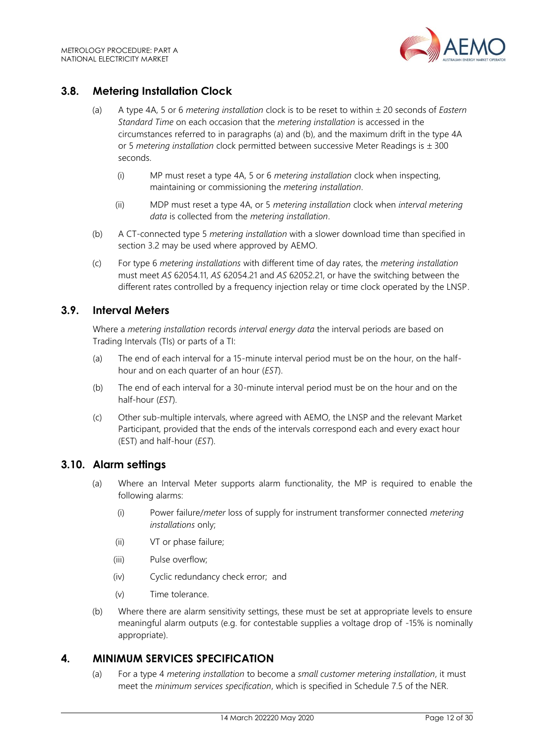## 3.8. Metering Installation Clock

(a) A type 4A, 5 or 6 *metering installation* clock is to be reset to within ± 20 seconds of *Eastern Standard Time* on each occasion that the *metering installation* is accessed in the circumstances referred to in paragraphs (a) and (b), and the maximum drift in the type 4A or 5 *metering installation* clock permitted between successive Meter Readings is ± 300 seconds.

   (i) MP must reset a type 4A, 5 or 6 *metering installation* clock when inspecting, maintaining or commissioning the *metering installation*.

   (ii) MDP must reset a type 4A, or 5 *metering installation* clock when *interval metering data* is collected from the *metering installation*.

(b) A CT-connected type 5 *metering installation* with a slower download time than specified in section 3.2 may be used where approved by AEMO.

(c) For type 6 *metering installations* with different time of day rates, the *metering installation* must meet *AS* 62054.11, *AS* 62054.21 and *AS* 62052.21, or have the switching between the different rates controlled by a frequency injection relay or time clock operated by the LNSP.

## 3.9. Interval Meters

Where a *metering installation* records *interval energy data* the interval periods are based on Trading Intervals (TIs) or parts of a TI:

(a) The end of each interval for a 15-minute interval period must be on the hour, on the half-hour and on each quarter of an hour (*EST*).

(b) The end of each interval for a 30-minute interval period must be on the hour and on the half-hour (*EST*).

(c) Other sub-multiple intervals, where agreed with AEMO, the LNSP and the relevant Market Participant, provided that the ends of the intervals correspond each and every exact hour (EST) and half-hour (*EST*).

## 3.10. Alarm settings

(a) Where an Interval Meter supports alarm functionality, the MP is required to enable the following alarms:

   (i) Power failure/*meter* loss of supply for instrument transformer connected *metering installations* only;

   (ii) VT or phase failure;

   (iii) Pulse overflow;

   (iv) Cyclic redundancy check error; and

   (v) Time tolerance.

(b) Where there are alarm sensitivity settings, these must be set at appropriate levels to ensure meaningful alarm outputs (e.g. for contestable supplies a voltage drop of -15% is nominally appropriate).

# 4. MINIMUM SERVICES SPECIFICATION

(a) For a type 4 *metering installation* to become a *small customer metering installation*, it must meet the *minimum services specification*, which is specified in Schedule 7.5 of the NER.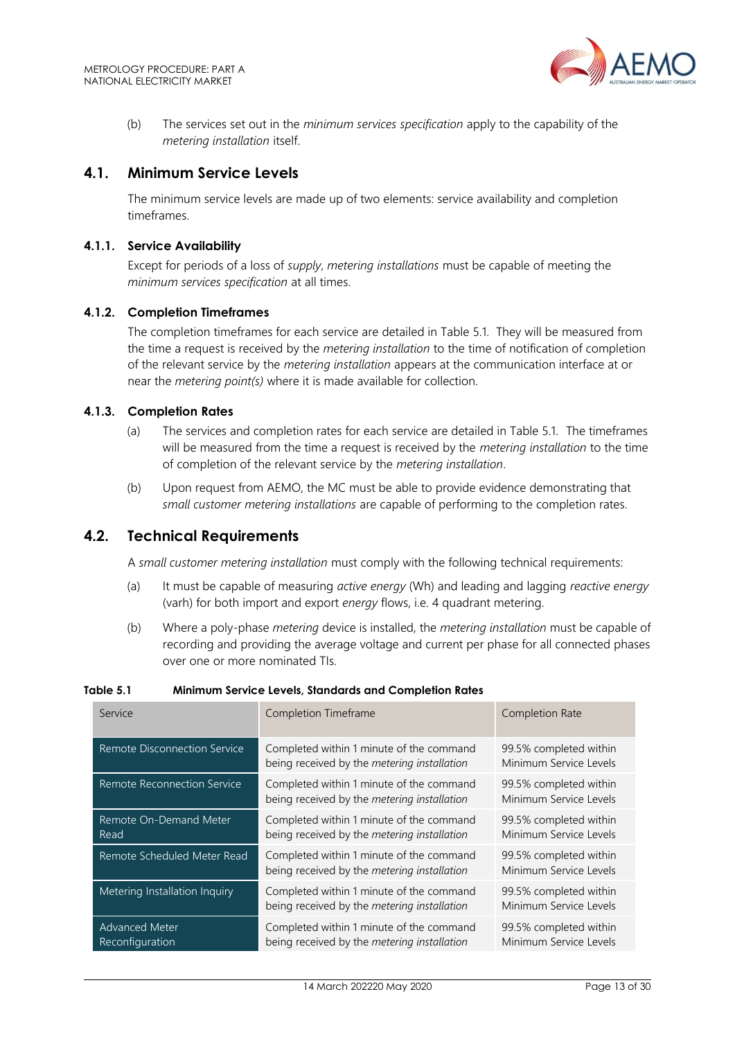(b) The services set out in the *minimum services specification* apply to the capability of the *metering installation* itself.

## 4.1. Minimum Service Levels

The minimum service levels are made up of two elements: service availability and completion timeframes.

### 4.1.1. Service Availability

Except for periods of a loss of *supply*, *metering installations* must be capable of meeting the *minimum services specification* at all times.

### 4.1.2. Completion Timeframes

The completion timeframes for each service are detailed in Table 5.1. They will be measured from the time a request is received by the *metering installation* to the time of notification of completion of the relevant service by the *metering installation* appears at the communication interface at or near the *metering point(s)* where it is made available for collection.

### 4.1.3. Completion Rates

(a) The services and completion rates for each service are detailed in Table 5.1. The timeframes will be measured from the time a request is received by the *metering installation* to the time of completion of the relevant service by the *metering installation*.

(b) Upon request from AEMO, the MC must be able to provide evidence demonstrating that *small customer metering installations* are capable of performing to the completion rates.

## 4.2. Technical Requirements

A *small customer metering installation* must comply with the following technical requirements:

(a) It must be capable of measuring *active energy* (Wh) and leading and lagging *reactive energy* (varh) for both import and export *energy* flows, i.e. 4 quadrant metering.

(b) Where a poly-phase *metering* device is installed, the *metering installation* must be capable of recording and providing the average voltage and current per phase for all connected phases over one or more nominated TIs.

**Table 5.1 Minimum Service Levels, Standards and Completion Rates**

| Service | Completion Timeframe | Completion Rate |
|---|---|---|
| Remote Disconnection Service | Completed within 1 minute of the command being received by the *metering installation* | 99.5% completed within Minimum Service Levels |
| Remote Reconnection Service | Completed within 1 minute of the command being received by the *metering installation* | 99.5% completed within Minimum Service Levels |
| Remote On-Demand Meter Read | Completed within 1 minute of the command being received by the *metering installation* | 99.5% completed within Minimum Service Levels |
| Remote Scheduled Meter Read | Completed within 1 minute of the command being received by the *metering installation* | 99.5% completed within Minimum Service Levels |
| Metering Installation Inquiry | Completed within 1 minute of the command being received by the *metering installation* | 99.5% completed within Minimum Service Levels |
| Advanced Meter Reconfiguration | Completed within 1 minute of the command being received by the *metering installation* | 99.5% completed within Minimum Service Levels |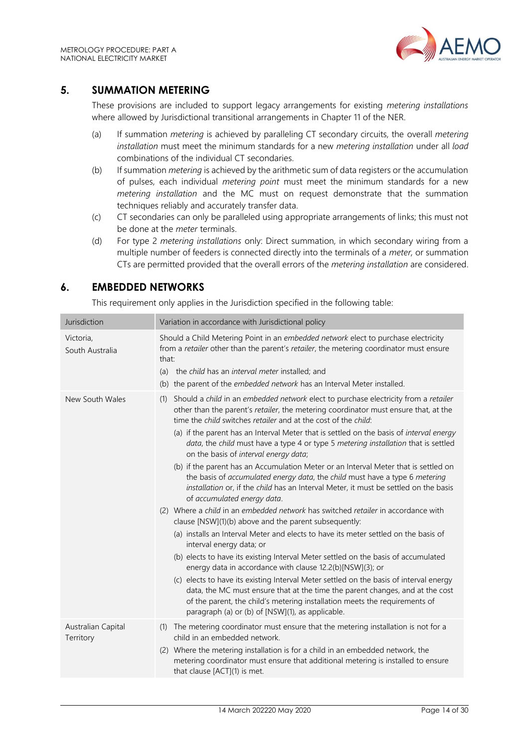## 5. SUMMATION METERING

These provisions are included to support legacy arrangements for existing *metering installations* where allowed by Jurisdictional transitional arrangements in Chapter 11 of the NER.

(a) If summation *metering* is achieved by paralleling CT secondary circuits, the overall *metering installation* must meet the minimum standards for a new *metering installation* under all *load* combinations of the individual CT secondaries.

(b) If summation *metering* is achieved by the arithmetic sum of data registers or the accumulation of pulses, each individual *metering point* must meet the minimum standards for a new *metering installation* and the MC must on request demonstrate that the summation techniques reliably and accurately transfer data.

(c) CT secondaries can only be paralleled using appropriate arrangements of links; this must not be done at the *meter* terminals.

(d) For type 2 *metering installations* only: Direct summation, in which secondary wiring from a multiple number of feeders is connected directly into the terminals of a *meter*, or summation CTs are permitted provided that the overall errors of the *metering installation* are considered.

## 6. EMBEDDED NETWORKS

This requirement only applies in the Jurisdiction specified in the following table:

| Jurisdiction | Variation in accordance with Jurisdictional policy |
|---|---|
| Victoria, South Australia | Should a Child Metering Point in an *embedded network* elect to purchase electricity from a *retailer* other than the parent's *retailer*, the metering coordinator must ensure that: (a) the *child* has an *interval meter* installed; and (b) the parent of the *embedded network* has an Interval Meter installed. |
| New South Wales | (1) Should a *child* in an *embedded network* elect to purchase electricity from a *retailer* other than the parent's *retailer*, the metering coordinator must ensure that, at the time the *child* switches *retailer* and at the cost of the *child*: (a) if the parent has an Interval Meter that is settled on the basis of *interval energy data*, the *child* must have a type 4 or type 5 *metering installation* that is settled on the basis of *interval energy data*; (b) if the parent has an Accumulation Meter or an Interval Meter that is settled on the basis of *accumulated energy data*, the *child* must have a type 6 *metering installation* or, if the *child* has an Interval Meter, it must be settled on the basis of *accumulated energy data*. (2) Where a *child* in an *embedded network* has switched *retailer* in accordance with clause [NSW](1)(b) above and the parent subsequently: (a) installs an Interval Meter and elects to have its meter settled on the basis of interval energy data; or (b) elects to have its existing Interval Meter settled on the basis of accumulated energy data in accordance with clause 12.2(b)[NSW](3); or (c) elects to have its existing Interval Meter settled on the basis of interval energy data, the MC must ensure that at the time the parent changes, and at the cost of the parent, the child's metering installation meets the requirements of paragraph (a) or (b) of [NSW](1), as applicable. |
| Australian Capital Territory | (1) The metering coordinator must ensure that the metering installation is not for a child in an embedded network. (2) Where the metering installation is for a child in an embedded network, the metering coordinator must ensure that additional metering is installed to ensure that clause [ACT](1) is met. |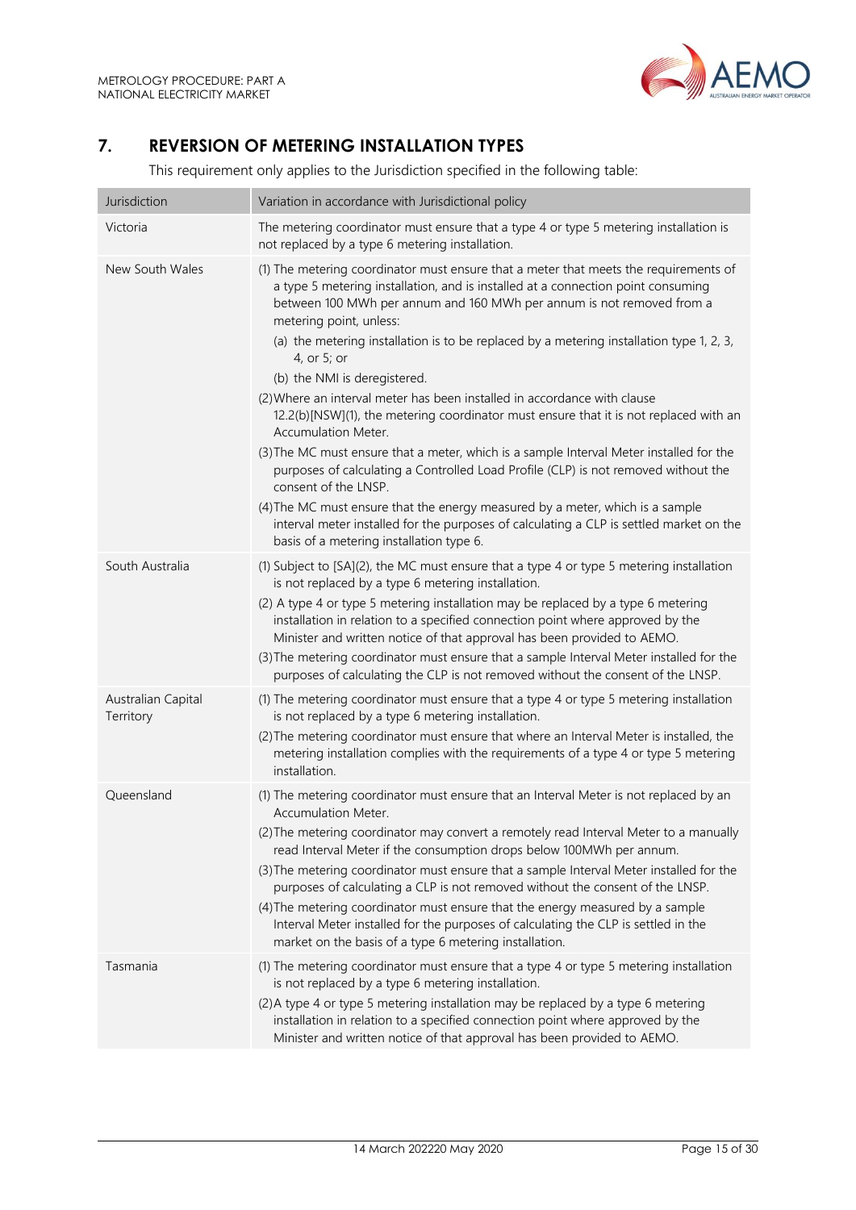## 7. REVERSION OF METERING INSTALLATION TYPES

This requirement only applies to the Jurisdiction specified in the following table:

| Jurisdiction | Variation in accordance with Jurisdictional policy |
| --- | --- |
| Victoria | The metering coordinator must ensure that a type 4 or type 5 metering installation is not replaced by a type 6 metering installation. |
| New South Wales | (1) The metering coordinator must ensure that a meter that meets the requirements of a type 5 metering installation, and is installed at a connection point consuming between 100 MWh per annum and 160 MWh per annum is not removed from a metering point, unless:<br>(a) the metering installation is to be replaced by a metering installation type 1, 2, 3, 4, or 5; or<br>(b) the NMI is deregistered.<br>(2) Where an interval meter has been installed in accordance with clause 12.2(b)[NSW](1), the metering coordinator must ensure that it is not replaced with an Accumulation Meter.<br>(3) The MC must ensure that a meter, which is a sample Interval Meter installed for the purposes of calculating a Controlled Load Profile (CLP) is not removed without the consent of the LNSP.<br>(4) The MC must ensure that the energy measured by a meter, which is a sample interval meter installed for the purposes of calculating a CLP is settled market on the basis of a metering installation type 6. |
| South Australia | (1) Subject to [SA](2), the MC must ensure that a type 4 or type 5 metering installation is not replaced by a type 6 metering installation.<br>(2) A type 4 or type 5 metering installation may be replaced by a type 6 metering installation in relation to a specified connection point where approved by the Minister and written notice of that approval has been provided to AEMO.<br>(3) The metering coordinator must ensure that a sample Interval Meter installed for the purposes of calculating the CLP is not removed without the consent of the LNSP. |
| Australian Capital Territory | (1) The metering coordinator must ensure that a type 4 or type 5 metering installation is not replaced by a type 6 metering installation.<br>(2) The metering coordinator must ensure that where an Interval Meter is installed, the metering installation complies with the requirements of a type 4 or type 5 metering installation. |
| Queensland | (1) The metering coordinator must ensure that an Interval Meter is not replaced by an Accumulation Meter.<br>(2) The metering coordinator may convert a remotely read Interval Meter to a manually read Interval Meter if the consumption drops below 100MWh per annum.<br>(3) The metering coordinator must ensure that a sample Interval Meter installed for the purposes of calculating a CLP is not removed without the consent of the LNSP.<br>(4) The metering coordinator must ensure that the energy measured by a sample Interval Meter installed for the purposes of calculating the CLP is settled in the market on the basis of a type 6 metering installation. |
| Tasmania | (1) The metering coordinator must ensure that a type 4 or type 5 metering installation is not replaced by a type 6 metering installation.<br>(2) A type 4 or type 5 metering installation may be replaced by a type 6 metering installation in relation to a specified connection point where approved by the Minister and written notice of that approval has been provided to AEMO. |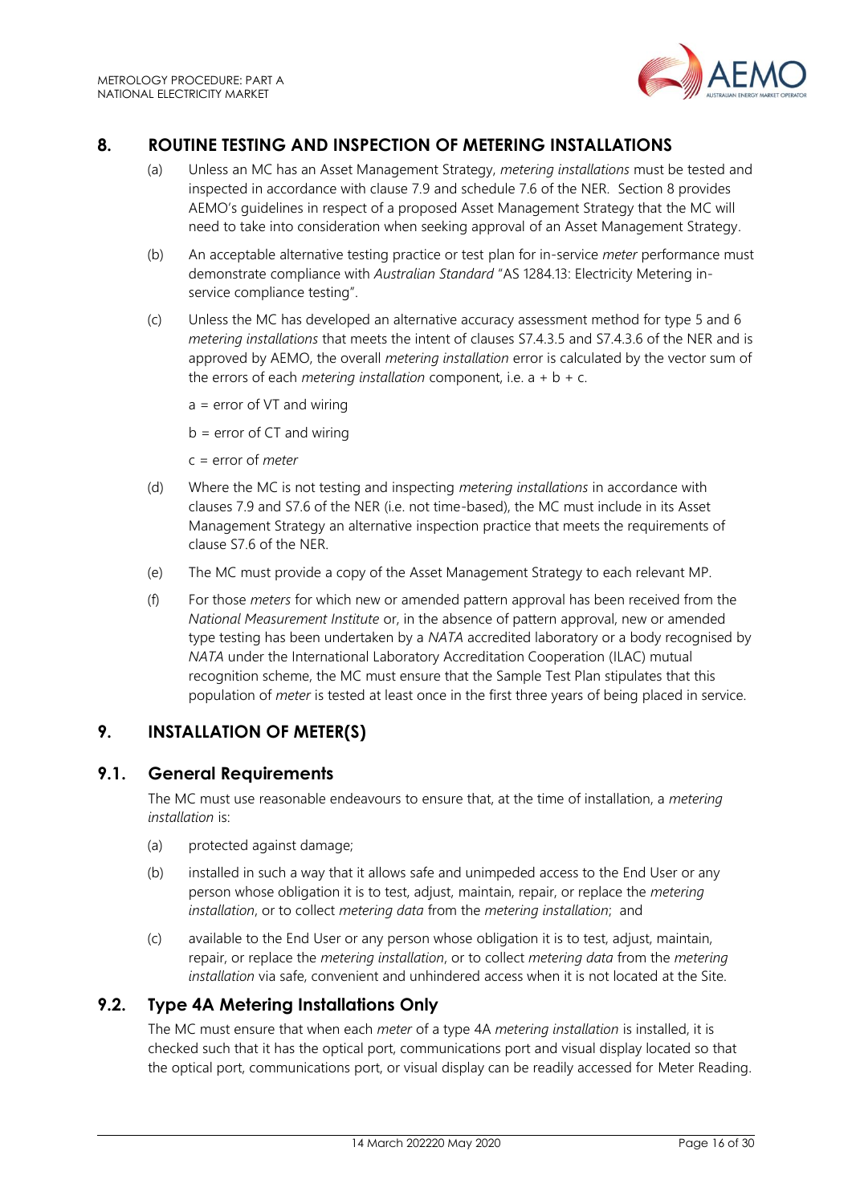## 8. ROUTINE TESTING AND INSPECTION OF METERING INSTALLATIONS

(a) Unless an MC has an Asset Management Strategy, *metering installations* must be tested and inspected in accordance with clause 7.9 and schedule 7.6 of the NER. Section 8 provides AEMO's guidelines in respect of a proposed Asset Management Strategy that the MC will need to take into consideration when seeking approval of an Asset Management Strategy.

(b) An acceptable alternative testing practice or test plan for in-service *meter* performance must demonstrate compliance with *Australian Standard* "AS 1284.13: Electricity Metering in-service compliance testing".

(c) Unless the MC has developed an alternative accuracy assessment method for type 5 and 6 *metering installations* that meets the intent of clauses S7.4.3.5 and S7.4.3.6 of the NER and is approved by AEMO, the overall *metering installation* error is calculated by the vector sum of the errors of each *metering installation* component, i.e. a + b + c.

a = error of VT and wiring

b = error of CT and wiring

c = error of *meter*

(d) Where the MC is not testing and inspecting *metering installations* in accordance with clauses 7.9 and S7.6 of the NER (i.e. not time-based), the MC must include in its Asset Management Strategy an alternative inspection practice that meets the requirements of clause S7.6 of the NER.

(e) The MC must provide a copy of the Asset Management Strategy to each relevant MP.

(f) For those *meters* for which new or amended pattern approval has been received from the *National Measurement Institute* or, in the absence of pattern approval, new or amended type testing has been undertaken by a *NATA* accredited laboratory or a body recognised by *NATA* under the International Laboratory Accreditation Cooperation (ILAC) mutual recognition scheme, the MC must ensure that the Sample Test Plan stipulates that this population of *meter* is tested at least once in the first three years of being placed in service.

## 9. INSTALLATION OF METER(S)

### 9.1. General Requirements

The MC must use reasonable endeavours to ensure that, at the time of installation, a *metering installation* is:

(a) protected against damage;

(b) installed in such a way that it allows safe and unimpeded access to the End User or any person whose obligation it is to test, adjust, maintain, repair, or replace the *metering installation*, or to collect *metering data* from the *metering installation*; and

(c) available to the End User or any person whose obligation it is to test, adjust, maintain, repair, or replace the *metering installation*, or to collect *metering data* from the *metering installation* via safe, convenient and unhindered access when it is not located at the Site.

### 9.2. Type 4A Metering Installations Only

The MC must ensure that when each *meter* of a type 4A *metering installation* is installed, it is checked such that it has the optical port, communications port and visual display located so that the optical port, communications port, or visual display can be readily accessed for Meter Reading.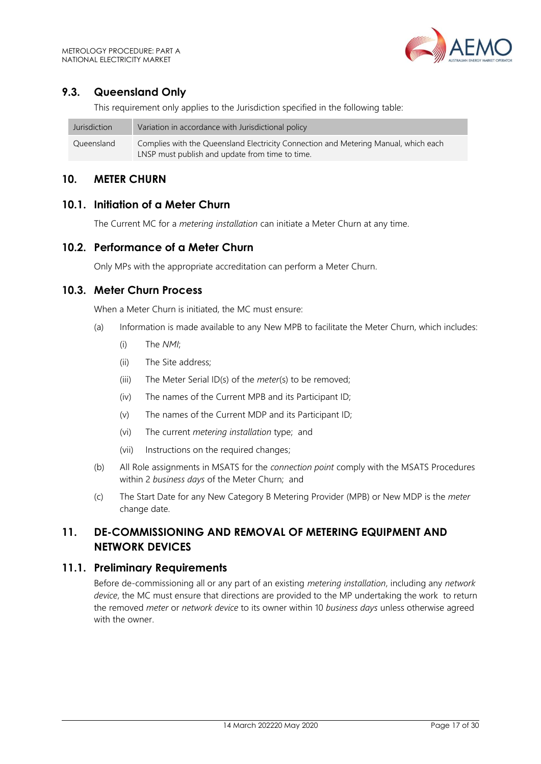## 9.3. Queensland Only

This requirement only applies to the Jurisdiction specified in the following table:

| Jurisdiction | Variation in accordance with Jurisdictional policy |
|---|---|
| Queensland | Complies with the Queensland Electricity Connection and Metering Manual, which each LNSP must publish and update from time to time. |

# 10. METER CHURN

## 10.1. Initiation of a Meter Churn

The Current MC for a *metering installation* can initiate a Meter Churn at any time.

## 10.2. Performance of a Meter Churn

Only MPs with the appropriate accreditation can perform a Meter Churn.

## 10.3. Meter Churn Process

When a Meter Churn is initiated, the MC must ensure:

(a) Information is made available to any New MPB to facilitate the Meter Churn, which includes:

  (i) The *NMI*;

  (ii) The Site address;

  (iii) The Meter Serial ID(s) of the *meter*(s) to be removed;

  (iv) The names of the Current MPB and its Participant ID;

  (v) The names of the Current MDP and its Participant ID;

  (vi) The current *metering installation* type; and

  (vii) Instructions on the required changes;

(b) All Role assignments in MSATS for the *connection point* comply with the MSATS Procedures within 2 *business days* of the Meter Churn; and

(c) The Start Date for any New Category B Metering Provider (MPB) or New MDP is the *meter* change date.

# 11. DE-COMMISSIONING AND REMOVAL OF METERING EQUIPMENT AND NETWORK DEVICES

## 11.1. Preliminary Requirements

Before de-commissioning all or any part of an existing *metering installation*, including any *network device*, the MC must ensure that directions are provided to the MP undertaking the work to return the removed *meter* or *network device* to its owner within 10 *business days* unless otherwise agreed with the owner.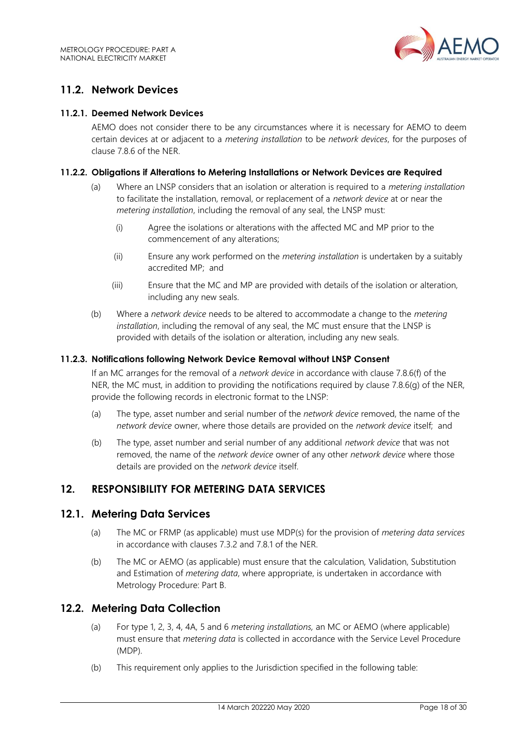## 11.2. Network Devices

### 11.2.1. Deemed Network Devices

AEMO does not consider there to be any circumstances where it is necessary for AEMO to deem certain devices at or adjacent to a *metering installation* to be *network devices*, for the purposes of clause 7.8.6 of the NER.

### 11.2.2. Obligations if Alterations to Metering Installations or Network Devices are Required

(a) Where an LNSP considers that an isolation or alteration is required to a *metering installation* to facilitate the installation, removal, or replacement of a *network device* at or near the *metering installation*, including the removal of any seal, the LNSP must:

  (i) Agree the isolations or alterations with the affected MC and MP prior to the commencement of any alterations;

  (ii) Ensure any work performed on the *metering installation* is undertaken by a suitably accredited MP; and

  (iii) Ensure that the MC and MP are provided with details of the isolation or alteration, including any new seals.

(b) Where a *network device* needs to be altered to accommodate a change to the *metering installation*, including the removal of any seal, the MC must ensure that the LNSP is provided with details of the isolation or alteration, including any new seals.

### 11.2.3. Notifications following Network Device Removal without LNSP Consent

If an MC arranges for the removal of a *network device* in accordance with clause 7.8.6(f) of the NER, the MC must, in addition to providing the notifications required by clause 7.8.6(g) of the NER, provide the following records in electronic format to the LNSP:

(a) The type, asset number and serial number of the *network device* removed, the name of the *network device* owner, where those details are provided on the *network device* itself; and

(b) The type, asset number and serial number of any additional *network device* that was not removed, the name of the *network device* owner of any other *network device* where those details are provided on the *network device* itself.

# 12. RESPONSIBILITY FOR METERING DATA SERVICES

## 12.1. Metering Data Services

(a) The MC or FRMP (as applicable) must use MDP(s) for the provision of *metering data services* in accordance with clauses 7.3.2 and 7.8.1 of the NER.

(b) The MC or AEMO (as applicable) must ensure that the calculation, Validation, Substitution and Estimation of *metering data*, where appropriate, is undertaken in accordance with Metrology Procedure: Part B.

## 12.2. Metering Data Collection

(a) For type 1, 2, 3, 4, 4A, 5 and 6 *metering installations,* an MC or AEMO (where applicable) must ensure that *metering data* is collected in accordance with the Service Level Procedure (MDP).

(b) This requirement only applies to the Jurisdiction specified in the following table: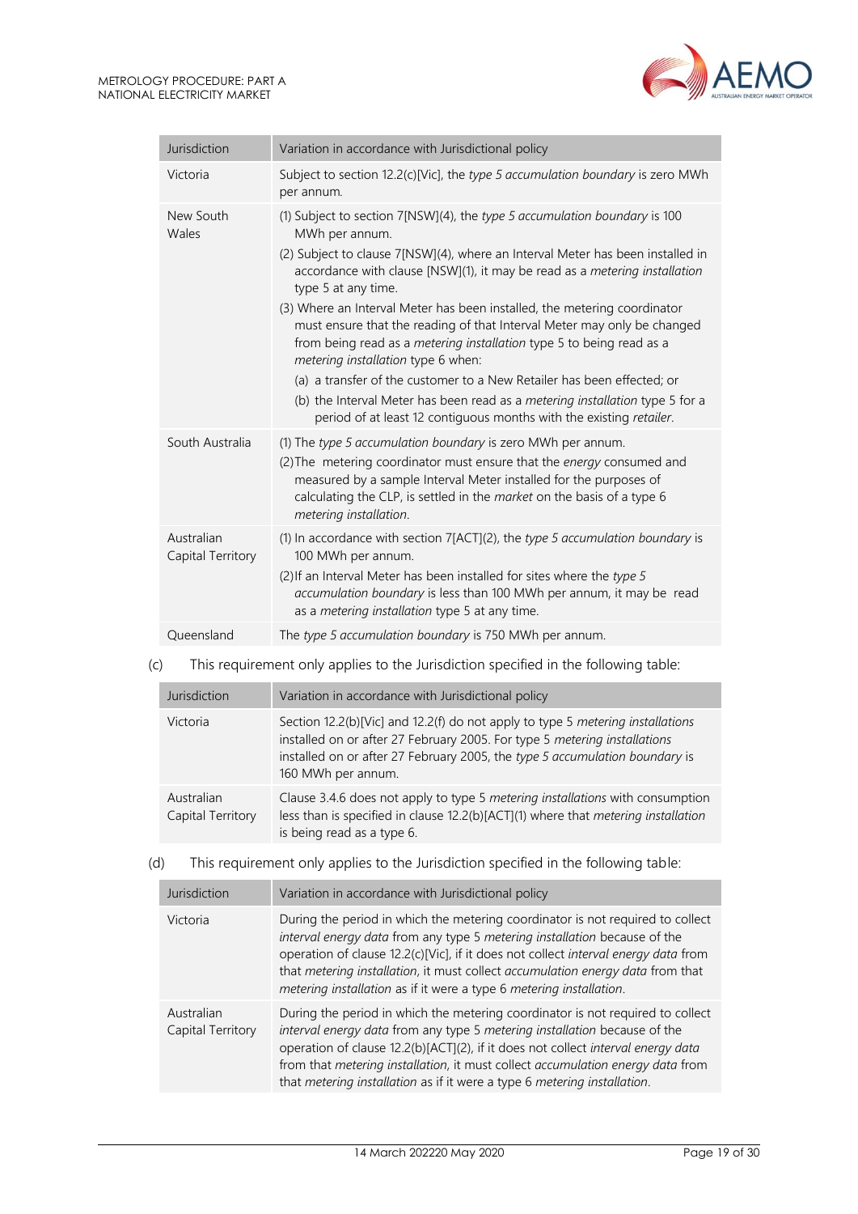| Jurisdiction | Variation in accordance with Jurisdictional policy |
|---|---|
| Victoria | Subject to section 12.2(c)[Vic], the *type 5 accumulation boundary* is zero MWh per annum. |
| New South Wales | (1) Subject to section 7[NSW](4), the *type 5 accumulation boundary* is 100 MWh per annum.<br>(2) Subject to clause 7[NSW](4), where an Interval Meter has been installed in accordance with clause [NSW](1), it may be read as a *metering installation* type 5 at any time.<br>(3) Where an Interval Meter has been installed, the metering coordinator must ensure that the reading of that Interval Meter may only be changed from being read as a *metering installation* type 5 to being read as a *metering installation* type 6 when:<br>(a) a transfer of the customer to a New Retailer has been effected; or<br>(b) the Interval Meter has been read as a *metering installation* type 5 for a period of at least 12 contiguous months with the existing *retailer*. |
| South Australia | (1) The *type 5 accumulation boundary* is zero MWh per annum.<br>(2)The metering coordinator must ensure that the *energy* consumed and measured by a sample Interval Meter installed for the purposes of calculating the CLP, is settled in the *market* on the basis of a type 6 *metering installation*. |
| Australian Capital Territory | (1) In accordance with section 7[ACT](2), the *type 5 accumulation boundary* is 100 MWh per annum.<br>(2)If an Interval Meter has been installed for sites where the *type 5 accumulation boundary* is less than 100 MWh per annum, it may be read as a *metering installation* type 5 at any time. |
| Queensland | The *type 5 accumulation boundary* is 750 MWh per annum. |

(c) This requirement only applies to the Jurisdiction specified in the following table:

| Jurisdiction | Variation in accordance with Jurisdictional policy |
|---|---|
| Victoria | Section 12.2(b)[Vic] and 12.2(f) do not apply to type 5 *metering installations* installed on or after 27 February 2005. For type 5 *metering installations* installed on or after 27 February 2005, the *type 5 accumulation boundary* is 160 MWh per annum. |
| Australian Capital Territory | Clause 3.4.6 does not apply to type 5 *metering installations* with consumption less than is specified in clause 12.2(b)[ACT](1) where that *metering installation* is being read as a type 6. |

(d) This requirement only applies to the Jurisdiction specified in the following table:

| Jurisdiction | Variation in accordance with Jurisdictional policy |
|---|---|
| Victoria | During the period in which the metering coordinator is not required to collect *interval energy data* from any type 5 *metering installation* because of the operation of clause 12.2(c)[Vic], if it does not collect *interval energy data* from that *metering installation*, it must collect *accumulation energy data* from that *metering installation* as if it were a type 6 *metering installation*. |
| Australian Capital Territory | During the period in which the metering coordinator is not required to collect *interval energy data* from any type 5 *metering installation* because of the operation of clause 12.2(b)[ACT](2), if it does not collect *interval energy data* from that *metering installation*, it must collect *accumulation energy data* from that *metering installation* as if it were a type 6 *metering installation*. |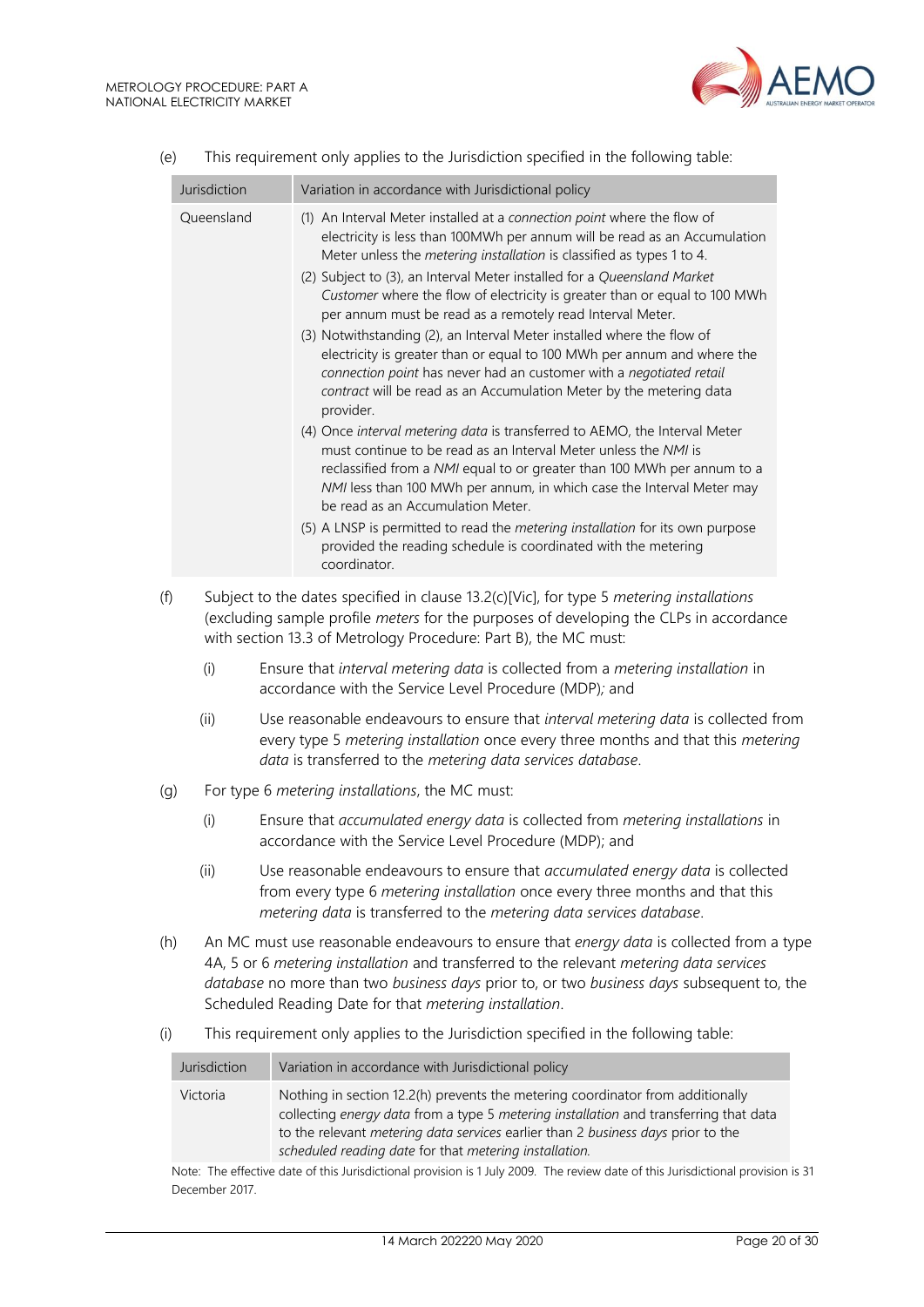(e) This requirement only applies to the Jurisdiction specified in the following table:

| Jurisdiction | Variation in accordance with Jurisdictional policy |
|---|---|
| Queensland | (1) An Interval Meter installed at a *connection point* where the flow of electricity is less than 100MWh per annum will be read as an Accumulation Meter unless the *metering installation* is classified as types 1 to 4.<br>(2) Subject to (3), an Interval Meter installed for a *Queensland Market Customer* where the flow of electricity is greater than or equal to 100 MWh per annum must be read as a remotely read Interval Meter.<br>(3) Notwithstanding (2), an Interval Meter installed where the flow of electricity is greater than or equal to 100 MWh per annum and where the *connection point* has never had an customer with a *negotiated retail contract* will be read as an Accumulation Meter by the metering data provider.<br>(4) Once *interval metering data* is transferred to AEMO, the Interval Meter must continue to be read as an Interval Meter unless the *NMI* is reclassified from a *NMI* equal to or greater than 100 MWh per annum to a *NMI* less than 100 MWh per annum, in which case the Interval Meter may be read as an Accumulation Meter.<br>(5) A LNSP is permitted to read the *metering installation* for its own purpose provided the reading schedule is coordinated with the metering coordinator. |

(f) Subject to the dates specified in clause 13.2(c)[Vic], for type 5 *metering installations* (excluding sample profile *meters* for the purposes of developing the CLPs in accordance with section 13.3 of Metrology Procedure: Part B), the MC must:

(i) Ensure that *interval metering data* is collected from a *metering installation* in accordance with the Service Level Procedure (MDP)*;* and

(ii) Use reasonable endeavours to ensure that *interval metering data* is collected from every type 5 *metering installation* once every three months and that this *metering data* is transferred to the *metering data services database*.

(g) For type 6 *metering installations*, the MC must:

(i) Ensure that *accumulated energy data* is collected from *metering installations* in accordance with the Service Level Procedure (MDP); and

(ii) Use reasonable endeavours to ensure that *accumulated energy data* is collected from every type 6 *metering installation* once every three months and that this *metering data* is transferred to the *metering data services database*.

(h) An MC must use reasonable endeavours to ensure that *energy data* is collected from a type 4A, 5 or 6 *metering installation* and transferred to the relevant *metering data services database* no more than two *business days* prior to, or two *business days* subsequent to, the Scheduled Reading Date for that *metering installation*.

(i) This requirement only applies to the Jurisdiction specified in the following table:

| Jurisdiction | Variation in accordance with Jurisdictional policy |
|---|---|
| Victoria | Nothing in section 12.2(h) prevents the metering coordinator from additionally collecting *energy data* from a type 5 *metering installation* and transferring that data to the relevant *metering data services* earlier than 2 *business days* prior to the *scheduled reading date* for that *metering installation.* |

Note: The effective date of this Jurisdictional provision is 1 July 2009. The review date of this Jurisdictional provision is 31 December 2017.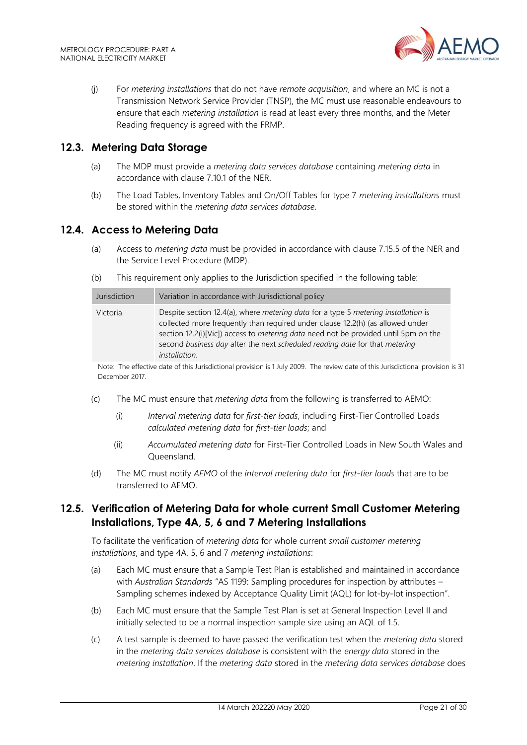(j) For *metering installations* that do not have *remote acquisition*, and where an MC is not a Transmission Network Service Provider (TNSP), the MC must use reasonable endeavours to ensure that each *metering installation* is read at least every three months, and the Meter Reading frequency is agreed with the FRMP.

## 12.3. Metering Data Storage

(a) The MDP must provide a *metering data services database* containing *metering data* in accordance with clause 7.10.1 of the NER.

(b) The Load Tables, Inventory Tables and On/Off Tables for type 7 *metering installations* must be stored within the *metering data services database*.

## 12.4. Access to Metering Data

(a) Access to *metering data* must be provided in accordance with clause 7.15.5 of the NER and the Service Level Procedure (MDP).

(b) This requirement only applies to the Jurisdiction specified in the following table:

| Jurisdiction | Variation in accordance with Jurisdictional policy |
|---|---|
| Victoria | Despite section 12.4(a), where *metering data* for a type 5 *metering installation* is collected more frequently than required under clause 12.2(h) (as allowed under section 12.2(i)[Vic]) access to *metering data* need not be provided until 5pm on the second *business day* after the next *scheduled reading date* for that *metering installation*. |

Note: The effective date of this Jurisdictional provision is 1 July 2009. The review date of this Jurisdictional provision is 31 December 2017.

(c) The MC must ensure that *metering data* from the following is transferred to AEMO:

(i) *Interval metering data* for *first-tier loads*, including First-Tier Controlled Loads *calculated metering data* for *first-tier loads*; and

(ii) *Accumulated metering data* for First-Tier Controlled Loads in New South Wales and Queensland.

(d) The MC must notify *AEMO* of the *interval metering data* for *first-tier loads* that are to be transferred to AEMO.

## 12.5. Verification of Metering Data for whole current Small Customer Metering Installations, Type 4A, 5, 6 and 7 Metering Installations

To facilitate the verification of *metering data* for whole current *small customer metering installations*, and type 4A, 5, 6 and 7 *metering installations*:

(a) Each MC must ensure that a Sample Test Plan is established and maintained in accordance with *Australian Standards* "AS 1199: Sampling procedures for inspection by attributes – Sampling schemes indexed by Acceptance Quality Limit (AQL) for lot-by-lot inspection".

(b) Each MC must ensure that the Sample Test Plan is set at General Inspection Level II and initially selected to be a normal inspection sample size using an AQL of 1.5.

(c) A test sample is deemed to have passed the verification test when the *metering data* stored in the *metering data services database* is consistent with the *energy data* stored in the *metering installation*. If the *metering data* stored in the *metering data services database* does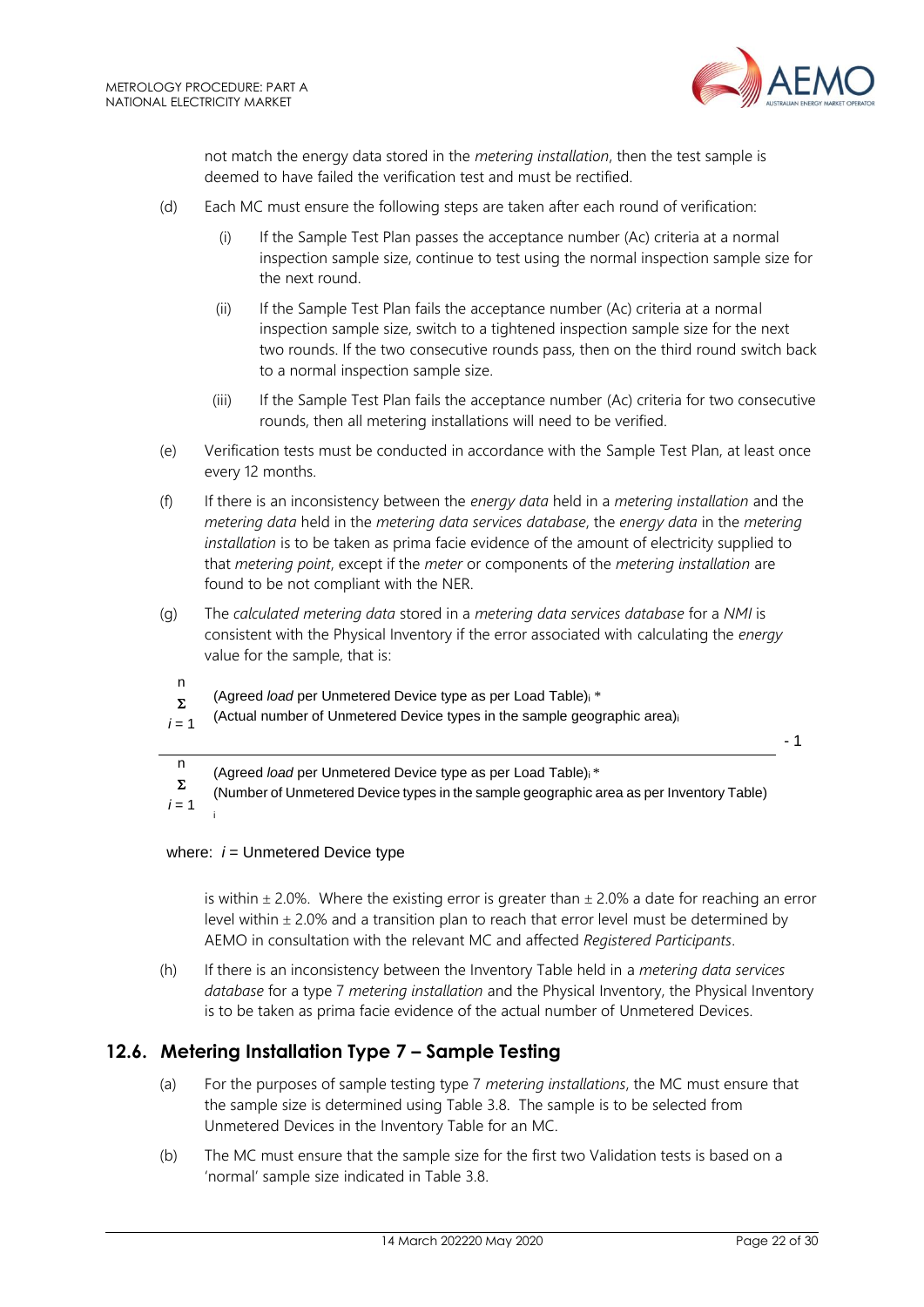not match the energy data stored in the *metering installation*, then the test sample is deemed to have failed the verification test and must be rectified.

(d) Each MC must ensure the following steps are taken after each round of verification:

(i) If the Sample Test Plan passes the acceptance number (Ac) criteria at a normal inspection sample size, continue to test using the normal inspection sample size for the next round.

(ii) If the Sample Test Plan fails the acceptance number (Ac) criteria at a normal inspection sample size, switch to a tightened inspection sample size for the next two rounds. If the two consecutive rounds pass, then on the third round switch back to a normal inspection sample size.

(iii) If the Sample Test Plan fails the acceptance number (Ac) criteria for two consecutive rounds, then all metering installations will need to be verified.

(e) Verification tests must be conducted in accordance with the Sample Test Plan, at least once every 12 months.

(f) If there is an inconsistency between the *energy data* held in a *metering installation* and the *metering data* held in the *metering data services database*, the *energy data* in the *metering installation* is to be taken as prima facie evidence of the amount of electricity supplied to that *metering point*, except if the *meter* or components of the *metering installation* are found to be not compliant with the NER.

(g) The *calculated metering data* stored in a *metering data services database* for a *NMI* is consistent with the Physical Inventory if the error associated with calculating the *energy* value for the sample, that is:

$$\frac{\sum_{i=1}^{n} (\text{Agreed } \textit{load} \text{ per Unmetered Device type as per Load Table})_i * (\text{Actual number of Unmetered Device types in the sample geographic area})_i}{\sum_{i=1}^{n} (\text{Agreed } \textit{load} \text{ per Unmetered Device type as per Load Table})_i * (\text{Number of Unmetered Device types in the sample geographic area as per Inventory Table})_i} - 1$$

where: $i$ = Unmetered Device type

is within ± 2.0%. Where the existing error is greater than ± 2.0% a date for reaching an error level within ± 2.0% and a transition plan to reach that error level must be determined by AEMO in consultation with the relevant MC and affected *Registered Participants*.

(h) If there is an inconsistency between the Inventory Table held in a *metering data services database* for a type 7 *metering installation* and the Physical Inventory, the Physical Inventory is to be taken as prima facie evidence of the actual number of Unmetered Devices.

## 12.6. Metering Installation Type 7 – Sample Testing

(a) For the purposes of sample testing type 7 *metering installations*, the MC must ensure that the sample size is determined using Table 3.8. The sample is to be selected from Unmetered Devices in the Inventory Table for an MC.

(b) The MC must ensure that the sample size for the first two Validation tests is based on a 'normal' sample size indicated in Table 3.8.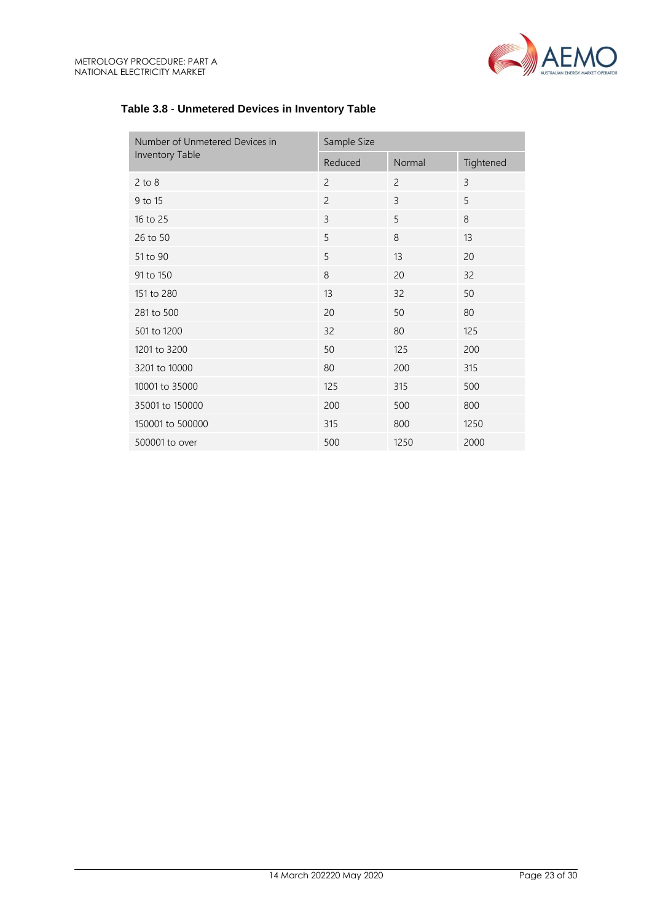**Table 3.8 - Unmetered Devices in Inventory Table**

| Number of Unmetered Devices in Inventory Table | Sample Size | | |
|---|---|---|---|
| | Reduced | Normal | Tightened |
| 2 to 8 | 2 | 2 | 3 |
| 9 to 15 | 2 | 3 | 5 |
| 16 to 25 | 3 | 5 | 8 |
| 26 to 50 | 5 | 8 | 13 |
| 51 to 90 | 5 | 13 | 20 |
| 91 to 150 | 8 | 20 | 32 |
| 151 to 280 | 13 | 32 | 50 |
| 281 to 500 | 20 | 50 | 80 |
| 501 to 1200 | 32 | 80 | 125 |
| 1201 to 3200 | 50 | 125 | 200 |
| 3201 to 10000 | 80 | 200 | 315 |
| 10001 to 35000 | 125 | 315 | 500 |
| 35001 to 150000 | 200 | 500 | 800 |
| 150001 to 500000 | 315 | 800 | 1250 |
| 500001 to over | 500 | 1250 | 2000 |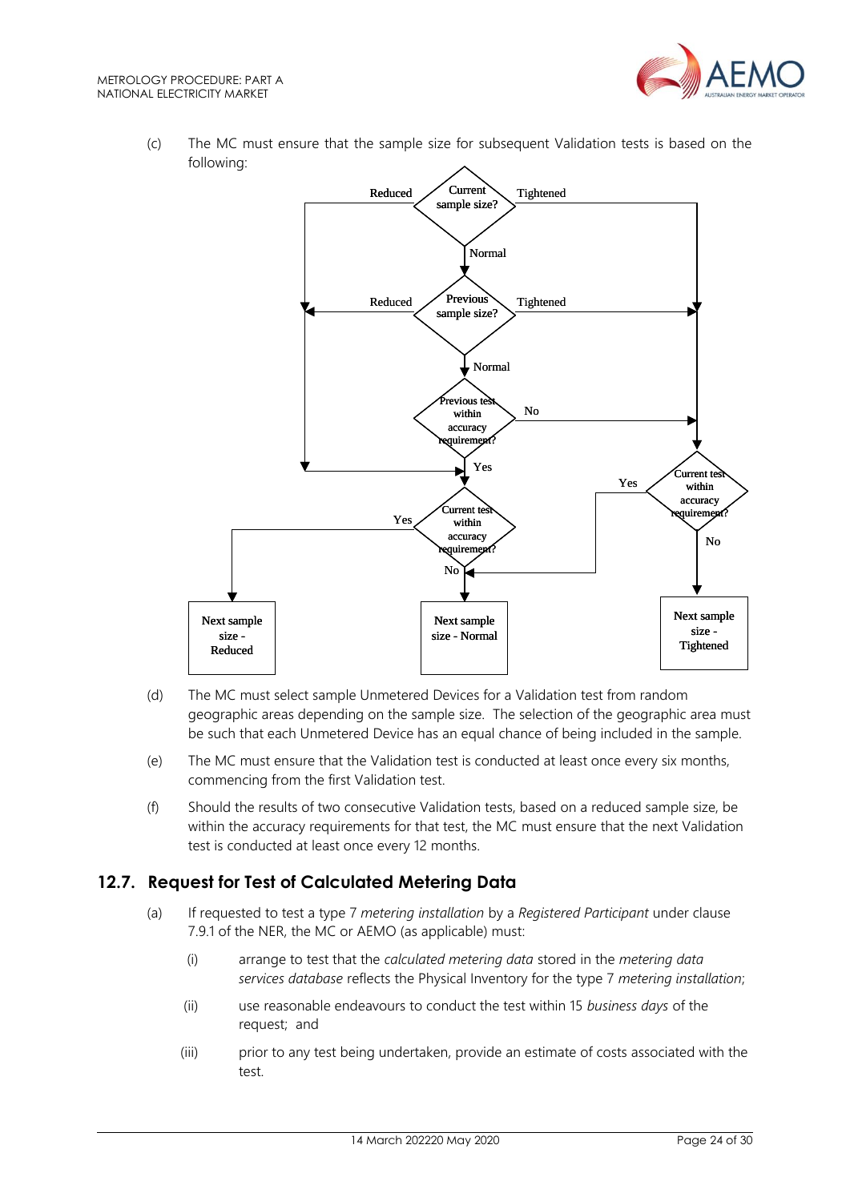(c) The MC must ensure that the sample size for subsequent Validation tests is based on the following:

- **Current sample size?**
  - Reduced → go to **Current test within accuracy requirement?** (left)
  - Tightened → go to **Current test within accuracy requirement?** (right)
  - Normal → **Previous sample size?**
- **Previous sample size?**
  - Reduced → go to **Current test within accuracy requirement?** (left)
  - Tightened → go to **Current test within accuracy requirement?** (right)
  - Normal → **Previous test within accuracy requirement?**
- **Previous test within accuracy requirement?**
  - No → go to **Current test within accuracy requirement?** (right)
  - Yes → **Current test within accuracy requirement?** (left)
- **Current test within accuracy requirement?** (left)
  - Yes → **Next sample size - Reduced**
  - No → **Next sample size - Normal**
- **Current test within accuracy requirement?** (right)
  - Yes → **Next sample size - Normal**
  - No → **Next sample size - Tightened**

(d) The MC must select sample Unmetered Devices for a Validation test from random geographic areas depending on the sample size. The selection of the geographic area must be such that each Unmetered Device has an equal chance of being included in the sample.

(e) The MC must ensure that the Validation test is conducted at least once every six months, commencing from the first Validation test.

(f) Should the results of two consecutive Validation tests, based on a reduced sample size, be within the accuracy requirements for that test, the MC must ensure that the next Validation test is conducted at least once every 12 months.

## 12.7. Request for Test of Calculated Metering Data

(a) If requested to test a type 7 *metering installation* by a *Registered Participant* under clause 7.9.1 of the NER, the MC or AEMO (as applicable) must:

(i) arrange to test that the *calculated metering data* stored in the *metering data services database* reflects the Physical Inventory for the type 7 *metering installation*;

(ii) use reasonable endeavours to conduct the test within 15 *business days* of the request; and

(iii) prior to any test being undertaken, provide an estimate of costs associated with the test.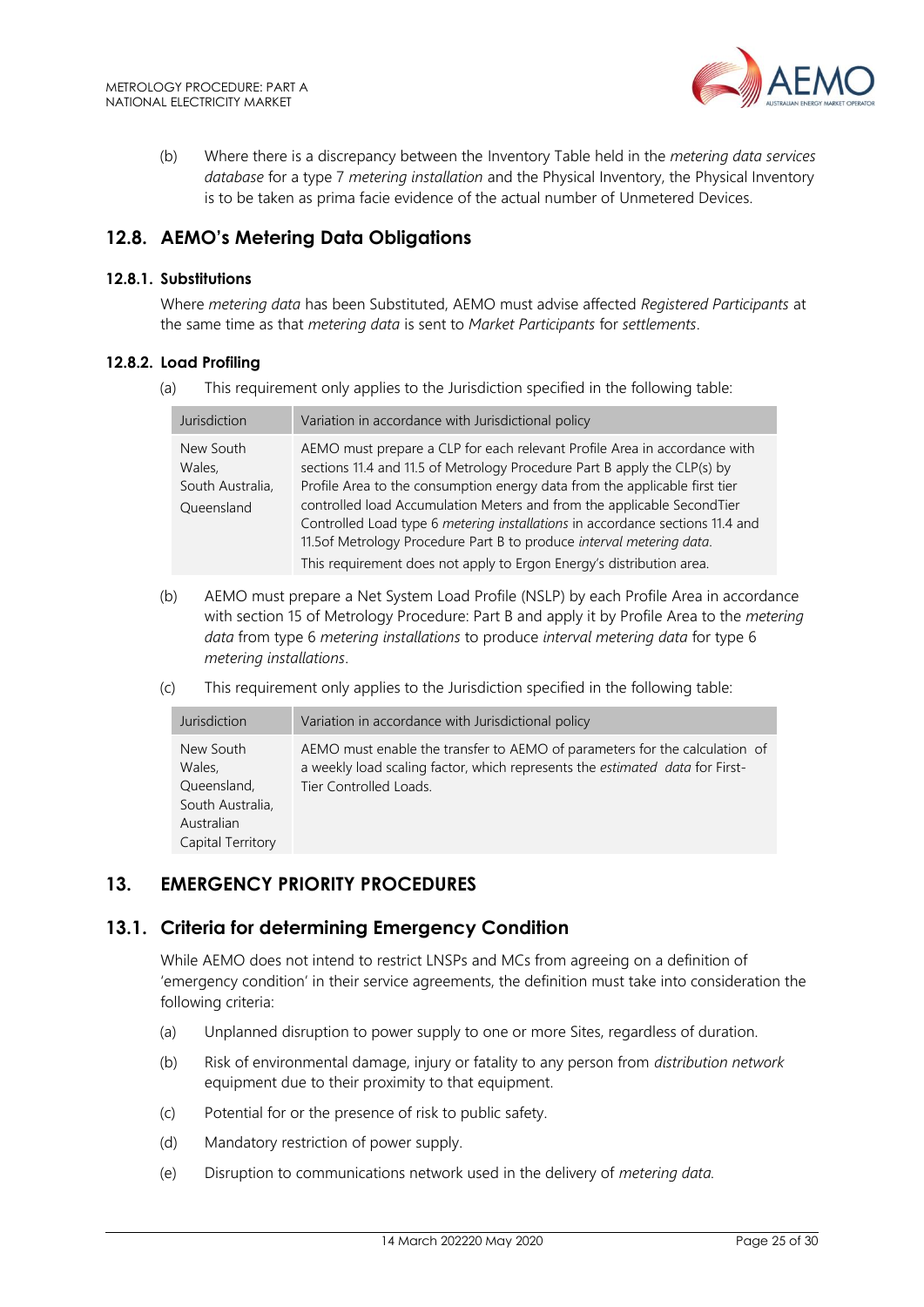(b) Where there is a discrepancy between the Inventory Table held in the *metering data services database* for a type 7 *metering installation* and the Physical Inventory, the Physical Inventory is to be taken as prima facie evidence of the actual number of Unmetered Devices.

## 12.8. AEMO's Metering Data Obligations

### 12.8.1. Substitutions

Where *metering data* has been Substituted, AEMO must advise affected *Registered Participants* at the same time as that *metering data* is sent to *Market Participants* for *settlements*.

### 12.8.2. Load Profiling

(a) This requirement only applies to the Jurisdiction specified in the following table:

| Jurisdiction | Variation in accordance with Jurisdictional policy |
|---|---|
| New South Wales, South Australia, Queensland | AEMO must prepare a CLP for each relevant Profile Area in accordance with sections 11.4 and 11.5 of Metrology Procedure Part B apply the CLP(s) by Profile Area to the consumption energy data from the applicable first tier controlled load Accumulation Meters and from the applicable SecondTier Controlled Load type 6 *metering installations* in accordance sections 11.4 and 11.5of Metrology Procedure Part B to produce *interval metering data*.<br>This requirement does not apply to Ergon Energy's distribution area. |

(b) AEMO must prepare a Net System Load Profile (NSLP) by each Profile Area in accordance with section 15 of Metrology Procedure: Part B and apply it by Profile Area to the *metering data* from type 6 *metering installations* to produce *interval metering data* for type 6 *metering installations*.

(c) This requirement only applies to the Jurisdiction specified in the following table:

| Jurisdiction | Variation in accordance with Jurisdictional policy |
|---|---|
| New South Wales, Queensland, South Australia, Australian Capital Territory | AEMO must enable the transfer to AEMO of parameters for the calculation of a weekly load scaling factor, which represents the *estimated data* for First-Tier Controlled Loads. |

# 13. EMERGENCY PRIORITY PROCEDURES

## 13.1. Criteria for determining Emergency Condition

While AEMO does not intend to restrict LNSPs and MCs from agreeing on a definition of 'emergency condition' in their service agreements, the definition must take into consideration the following criteria:

(a) Unplanned disruption to power supply to one or more Sites, regardless of duration.

(b) Risk of environmental damage, injury or fatality to any person from *distribution network* equipment due to their proximity to that equipment.

(c) Potential for or the presence of risk to public safety.

(d) Mandatory restriction of power supply.

(e) Disruption to communications network used in the delivery of *metering data*.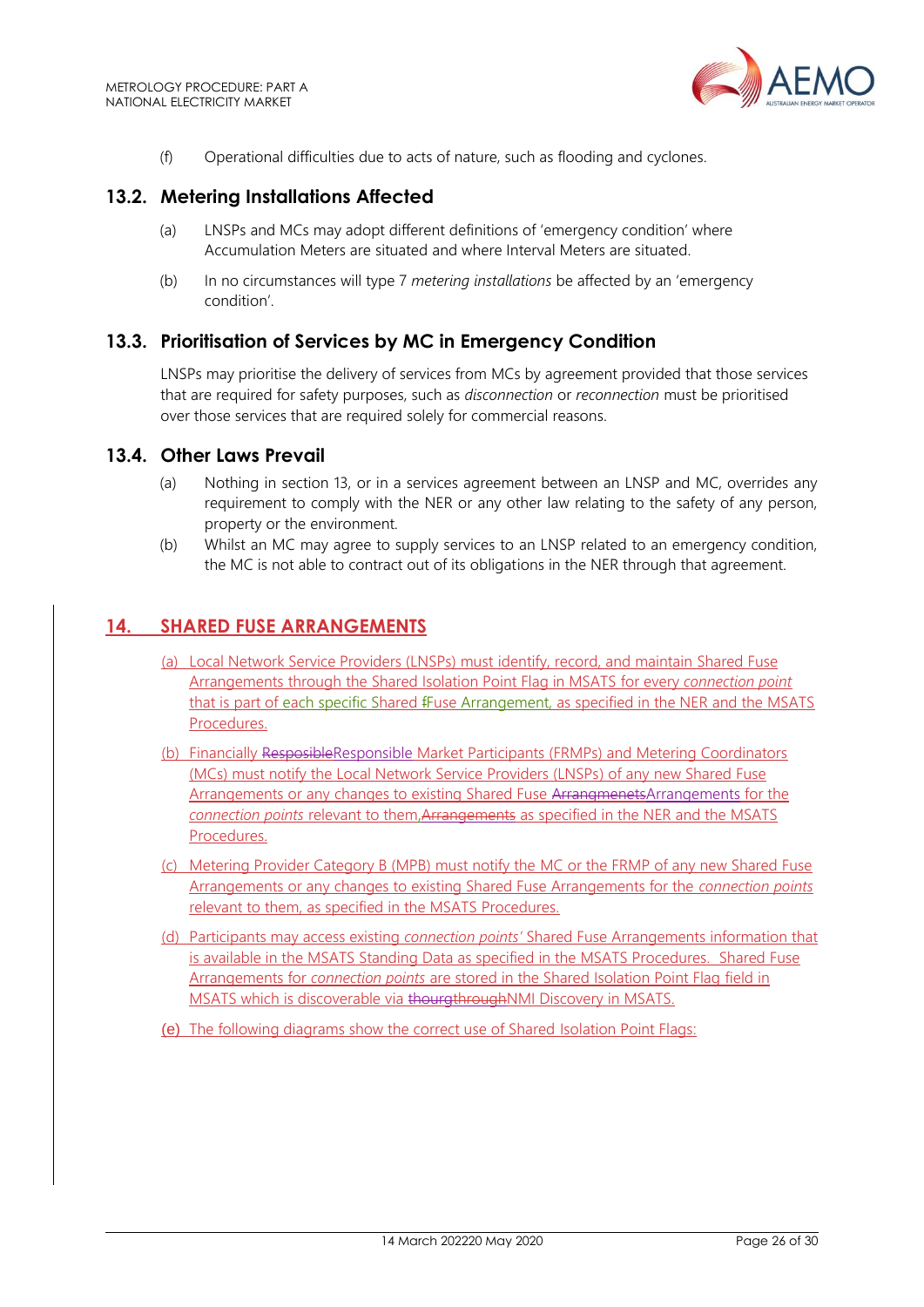(f) Operational difficulties due to acts of nature, such as flooding and cyclones.

## 13.2. Metering Installations Affected

(a) LNSPs and MCs may adopt different definitions of 'emergency condition' where Accumulation Meters are situated and where Interval Meters are situated.

(b) In no circumstances will type 7 *metering installations* be affected by an 'emergency condition'.

## 13.3. Prioritisation of Services by MC in Emergency Condition

LNSPs may prioritise the delivery of services from MCs by agreement provided that those services that are required for safety purposes, such as *disconnection* or *reconnection* must be prioritised over those services that are required solely for commercial reasons.

## 13.4. Other Laws Prevail

(a) Nothing in section 13, or in a services agreement between an LNSP and MC, overrides any requirement to comply with the NER or any other law relating to the safety of any person, property or the environment.

(b) Whilst an MC may agree to supply services to an LNSP related to an emergency condition, the MC is not able to contract out of its obligations in the NER through that agreement.

# 14. SHARED FUSE ARRANGEMENTS

(a) Local Network Service Providers (LNSPs) must identify, record, and maintain Shared Fuse Arrangements through the Shared Isolation Point Flag in MSATS for every *connection point* that is part of each specific Shared Fuse Arrangement, as specified in the NER and the MSATS Procedures.

(b) Financially Responsible Market Participants (FRMPs) and Metering Coordinators (MCs) must notify the Local Network Service Providers (LNSPs) of any new Shared Fuse Arrangements or any changes to existing Shared Fuse Arrangements for the *connection points* relevant to them, as specified in the NER and the MSATS Procedures.

(c) Metering Provider Category B (MPB) must notify the MC or the FRMP of any new Shared Fuse Arrangements or any changes to existing Shared Fuse Arrangements for the *connection points* relevant to them, as specified in the MSATS Procedures.

(d) Participants may access existing *connection points'* Shared Fuse Arrangements information that is available in the MSATS Standing Data as specified in the MSATS Procedures. Shared Fuse Arrangements for *connection points* are stored in the Shared Isolation Point Flag field in MSATS which is discoverable via through NMI Discovery in MSATS.

(e) The following diagrams show the correct use of Shared Isolation Point Flags: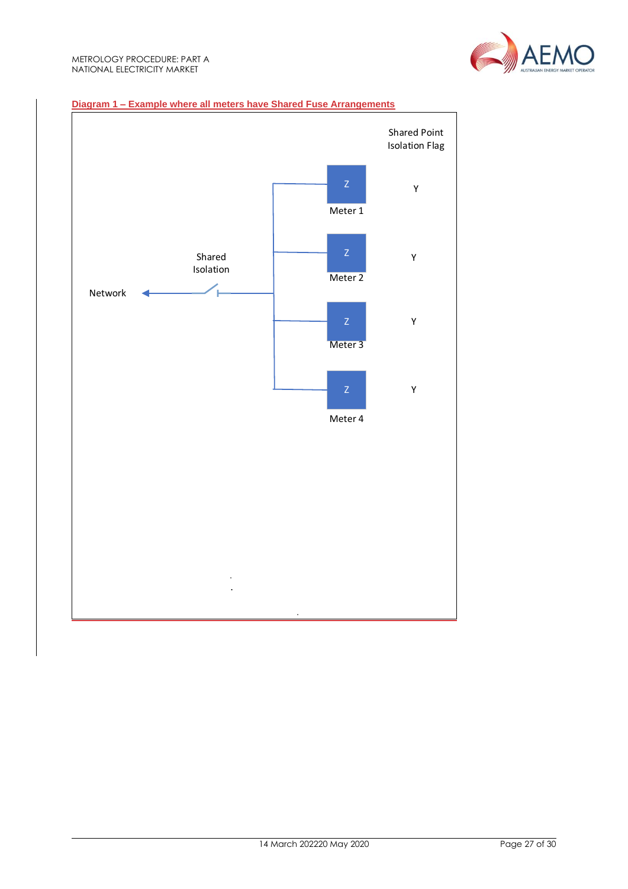**Diagram 1 – Example where all meters have Shared Fuse Arrangements**

Shared Point Isolation Flag

Network

Shared Isolation

| Meter | Shared Point Isolation Flag |
| --- | --- |
| Meter 1 (Z) | Y |
| Meter 2 (Z) | Y |
| Meter 3 (Z) | Y |
| Meter 4 (Z) | Y |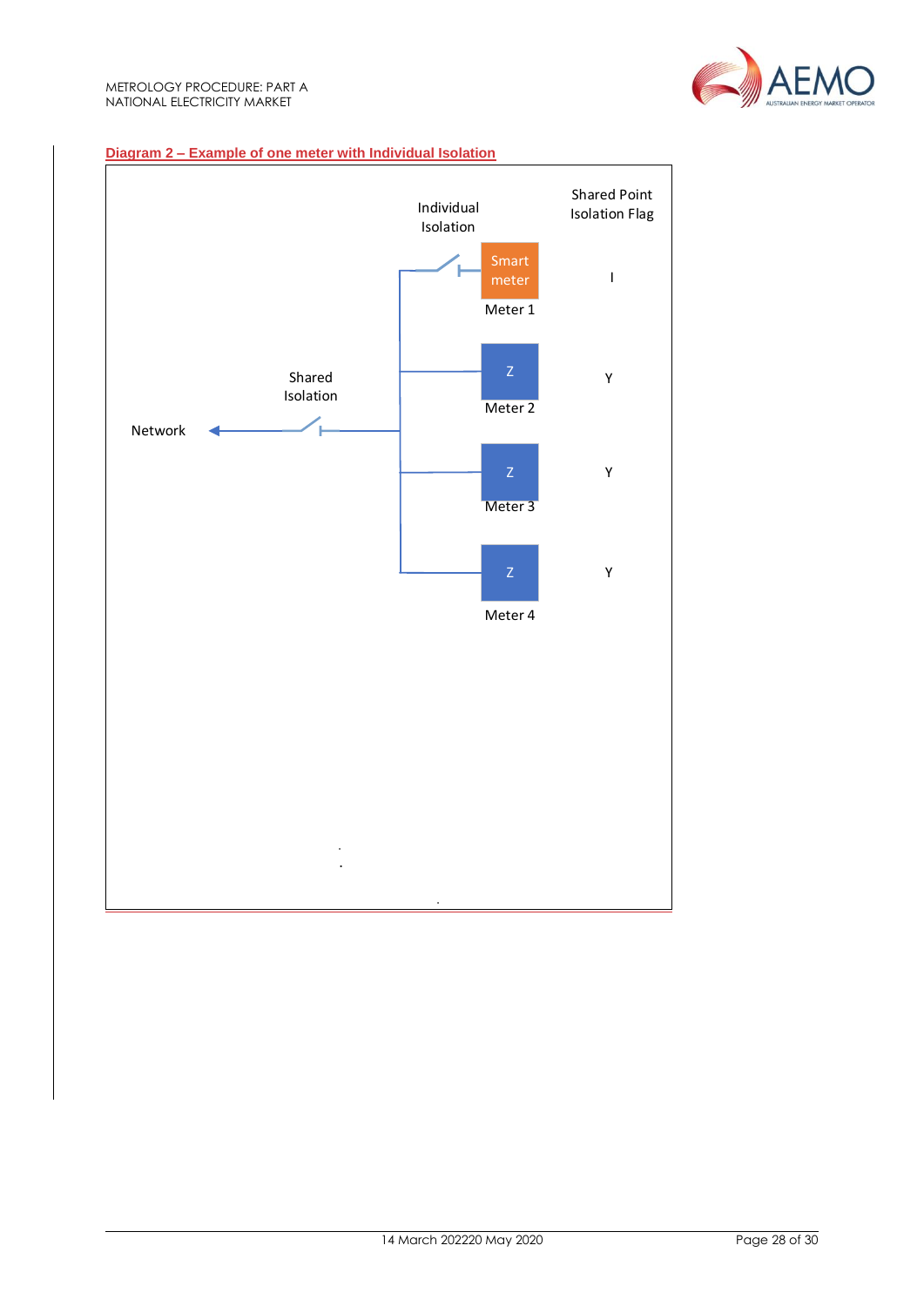Diagram 2 – Example of one meter with Individual Isolation

Network

Shared Isolation

Individual Isolation

Shared Point Isolation Flag

Smart meter

Meter 1 — I

Z

Meter 2 — Y

Z

Meter 3 — Y

Z

Meter 4 — Y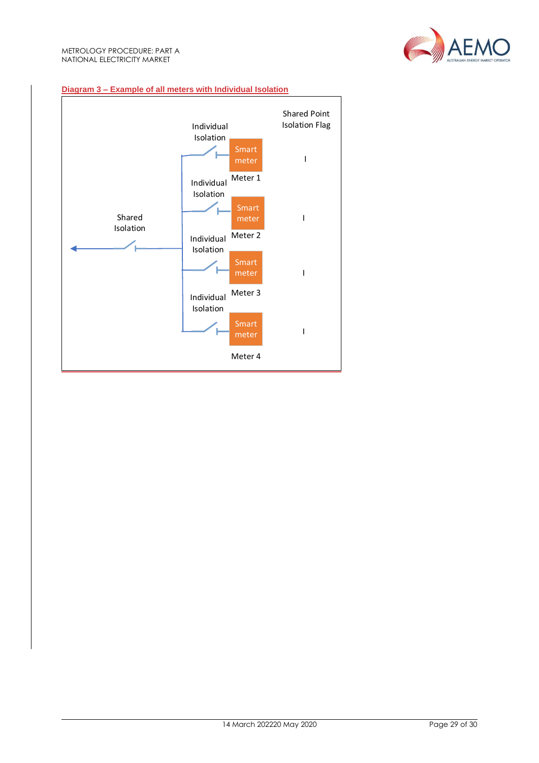**Diagram 3 – Example of all meters with Individual Isolation**

Shared Point Isolation Flag

Individual Isolation

Smart meter

Meter 1

I

Individual Isolation

Smart meter

Meter 2

I

Shared Isolation

Individual Isolation

Smart meter

Meter 3

I

Individual Isolation

Smart meter

Meter 4

I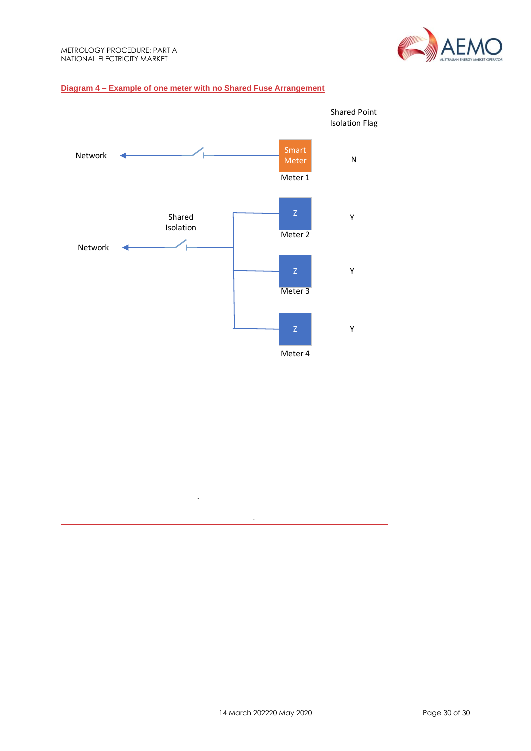**Diagram 4 – Example of one meter with no Shared Fuse Arrangement**

Shared Point Isolation Flag

Network

Smart Meter

Meter 1

N

Shared Isolation

Network

Z

Meter 2

Y

Z

Meter 3

Y

Z

Meter 4

Y